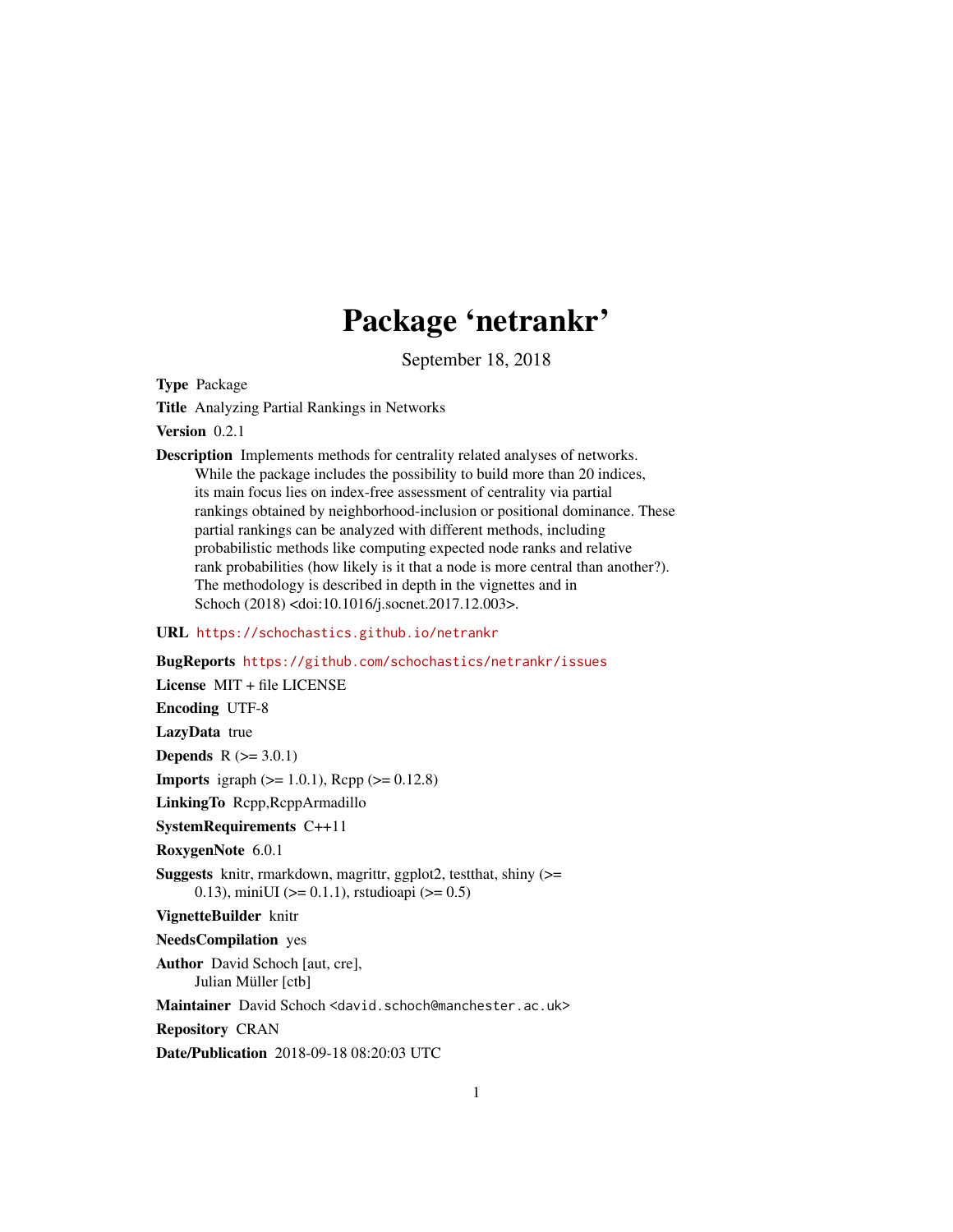# Package 'netrankr'

September 18, 2018

**Type** Package

**Title** Analyzing Partial Rankings in Networks

**Version** 0.2.1

**Description** Implements methods for centrality related analyses of networks. While the package includes the possibility to build more than 20 indices, its main focus lies on index-free assessment of centrality via partial rankings obtained by neighborhood-inclusion or positional dominance. These partial rankings can be analyzed with different methods, including probabilistic methods like computing expected node ranks and relative rank probabilities (how likely is it that a node is more central than another?). The methodology is described in depth in the vignettes and in Schoch (2018) <doi:10.1016/j.socnet.2017.12.003>.

**URL** https://schochastics.github.io/netrankr

**BugReports** https://github.com/schochastics/netrankr/issues

**License** MIT + file LICENSE

**Encoding** UTF-8

**LazyData** true

**Depends** R (>= 3.0.1)

**Imports** igraph (>= 1.0.1), Rcpp (>= 0.12.8)

**LinkingTo** Rcpp,RcppArmadillo

**SystemRequirements** C++11

**RoxygenNote** 6.0.1

**Suggests** knitr, rmarkdown, magrittr, ggplot2, testthat, shiny (>= 0.13), miniUI (>= 0.1.1), rstudioapi (>= 0.5)

**VignetteBuilder** knitr

**NeedsCompilation** yes

**Author** David Schoch [aut, cre], Julian Müller [ctb]

**Maintainer** David Schoch <david.schoch@manchester.ac.uk>

**Repository** CRAN

**Date/Publication** 2018-09-18 08:20:03 UTC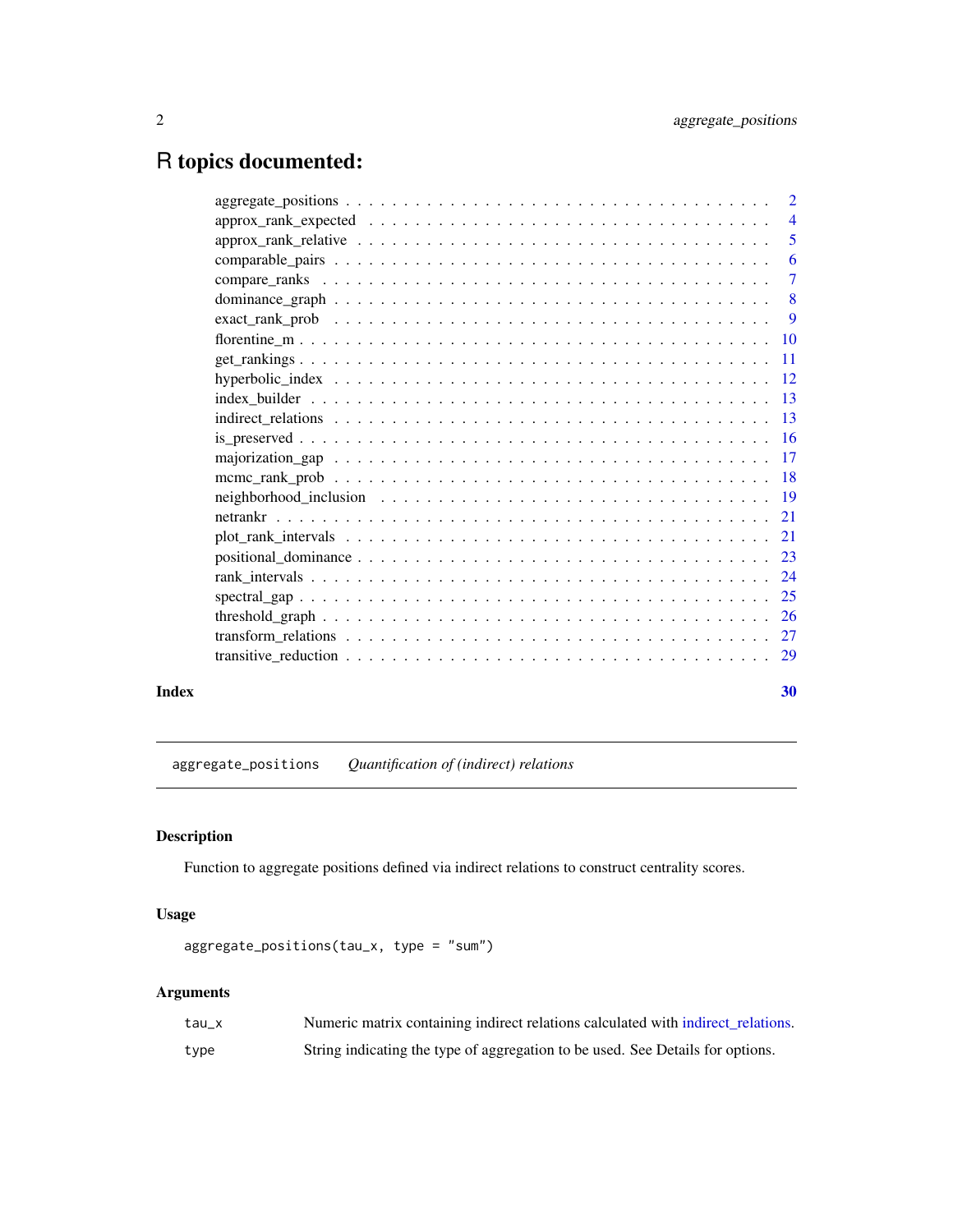# R topics documented:

| | |
|---|---|
| aggregate_positions | 2 |
| approx_rank_expected | 4 |
| approx_rank_relative | 5 |
| comparable_pairs | 6 |
| compare_ranks | 7 |
| dominance_graph | 8 |
| exact_rank_prob | 9 |
| florentine_m | 10 |
| get_rankings | 11 |
| hyperbolic_index | 12 |
| index_builder | 13 |
| indirect_relations | 13 |
| is_preserved | 16 |
| majorization_gap | 17 |
| mcmc_rank_prob | 18 |
| neighborhood_inclusion | 19 |
| netrankr | 21 |
| plot_rank_intervals | 21 |
| positional_dominance | 23 |
| rank_intervals | 24 |
| spectral_gap | 25 |
| threshold_graph | 26 |
| transform_relations | 27 |
| transitive_reduction | 29 |

**Index** **30**

---

`aggregate_positions` *Quantification of (indirect) relations*

---

## Description

Function to aggregate positions defined via indirect relations to construct centrality scores.

## Usage

```
aggregate_positions(tau_x, type = "sum")
```

## Arguments

| | |
|---|---|
| `tau_x` | Numeric matrix containing indirect relations calculated with indirect_relations. |
| `type` | String indicating the type of aggregation to be used. See Details for options. |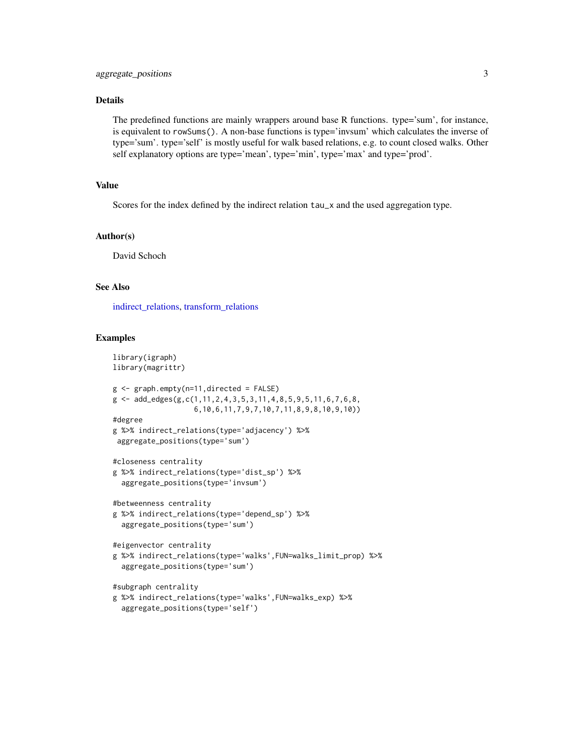## Details

The predefined functions are mainly wrappers around base R functions. type='sum', for instance, is equivalent to `rowSums()`. A non-base functions is type='invsum' which calculates the inverse of type='sum'. type='self' is mostly useful for walk based relations, e.g. to count closed walks. Other self explanatory options are type='mean', type='min', type='max' and type='prod'.

## Value

Scores for the index defined by the indirect relation `tau_x` and the used aggregation type.

## Author(s)

David Schoch

## See Also

indirect_relations, transform_relations

## Examples

```
library(igraph)
library(magrittr)

g <- graph.empty(n=11,directed = FALSE)
g <- add_edges(g,c(1,11,2,4,3,5,3,11,4,8,5,9,5,11,6,7,6,8,
                   6,10,6,11,7,9,7,10,7,11,8,9,8,10,9,10))
#degree
g %>% indirect_relations(type='adjacency') %>%
 aggregate_positions(type='sum')

#closeness centrality
g %>% indirect_relations(type='dist_sp') %>%
  aggregate_positions(type='invsum')

#betweenness centrality
g %>% indirect_relations(type='depend_sp') %>%
  aggregate_positions(type='sum')

#eigenvector centrality
g %>% indirect_relations(type='walks',FUN=walks_limit_prop) %>%
  aggregate_positions(type='sum')

#subgraph centrality
g %>% indirect_relations(type='walks',FUN=walks_exp) %>%
  aggregate_positions(type='self')
```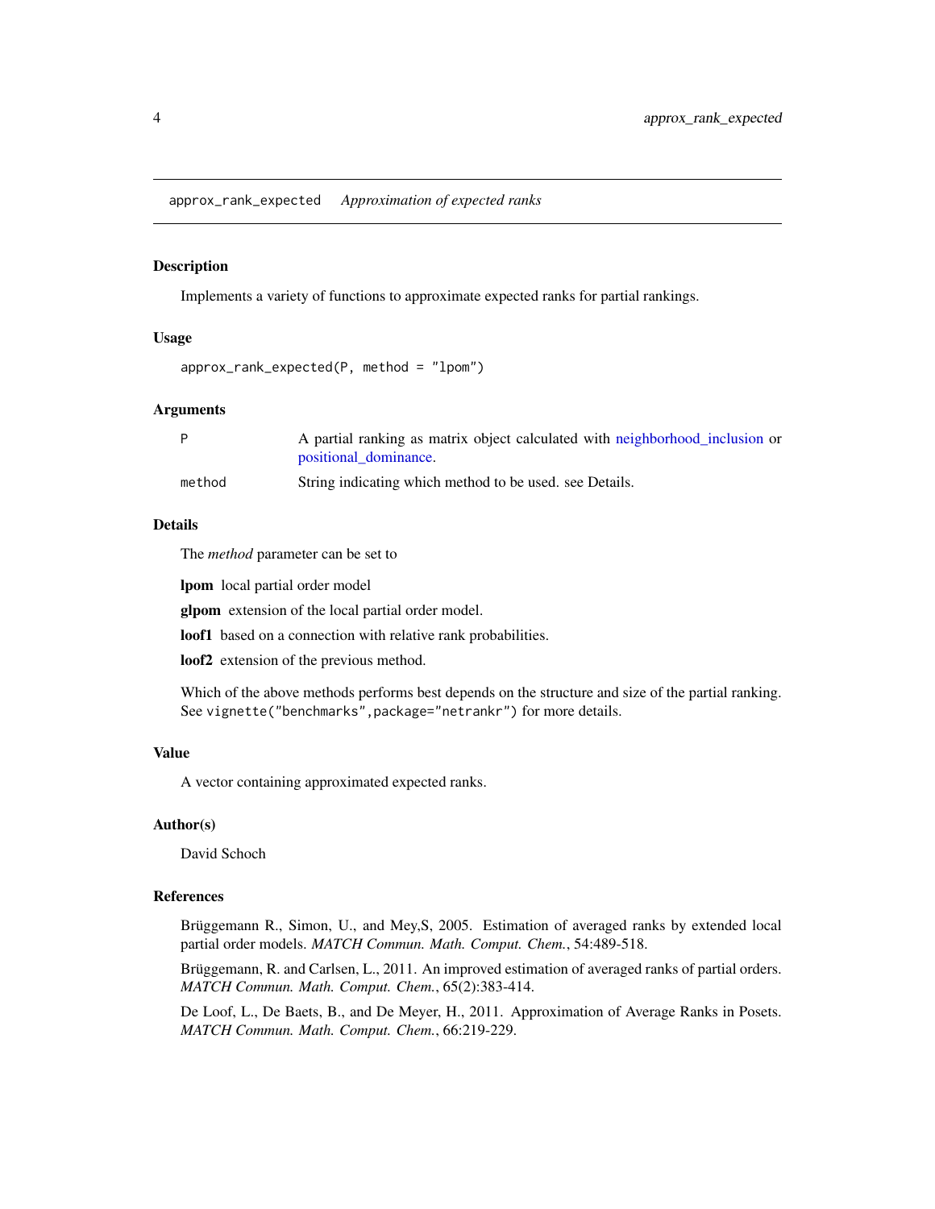## approx_rank_expected    *Approximation of expected ranks*

### Description

Implements a variety of functions to approximate expected ranks for partial rankings.

### Usage

```
approx_rank_expected(P, method = "lpom")
```

### Arguments

| | |
|---|---|
| P | A partial ranking as matrix object calculated with neighborhood_inclusion or positional_dominance. |
| method | String indicating which method to be used. see Details. |

### Details

The *method* parameter can be set to

**lpom** local partial order model

**glpom** extension of the local partial order model.

**loof1** based on a connection with relative rank probabilities.

**loof2** extension of the previous method.

Which of the above methods performs best depends on the structure and size of the partial ranking. See `vignette("benchmarks",package="netrankr")` for more details.

### Value

A vector containing approximated expected ranks.

### Author(s)

David Schoch

### References

Brüggemann R., Simon, U., and Mey,S, 2005. Estimation of averaged ranks by extended local partial order models. *MATCH Commun. Math. Comput. Chem.*, 54:489-518.

Brüggemann, R. and Carlsen, L., 2011. An improved estimation of averaged ranks of partial orders. *MATCH Commun. Math. Comput. Chem.*, 65(2):383-414.

De Loof, L., De Baets, B., and De Meyer, H., 2011. Approximation of Average Ranks in Posets. *MATCH Commun. Math. Comput. Chem.*, 66:219-229.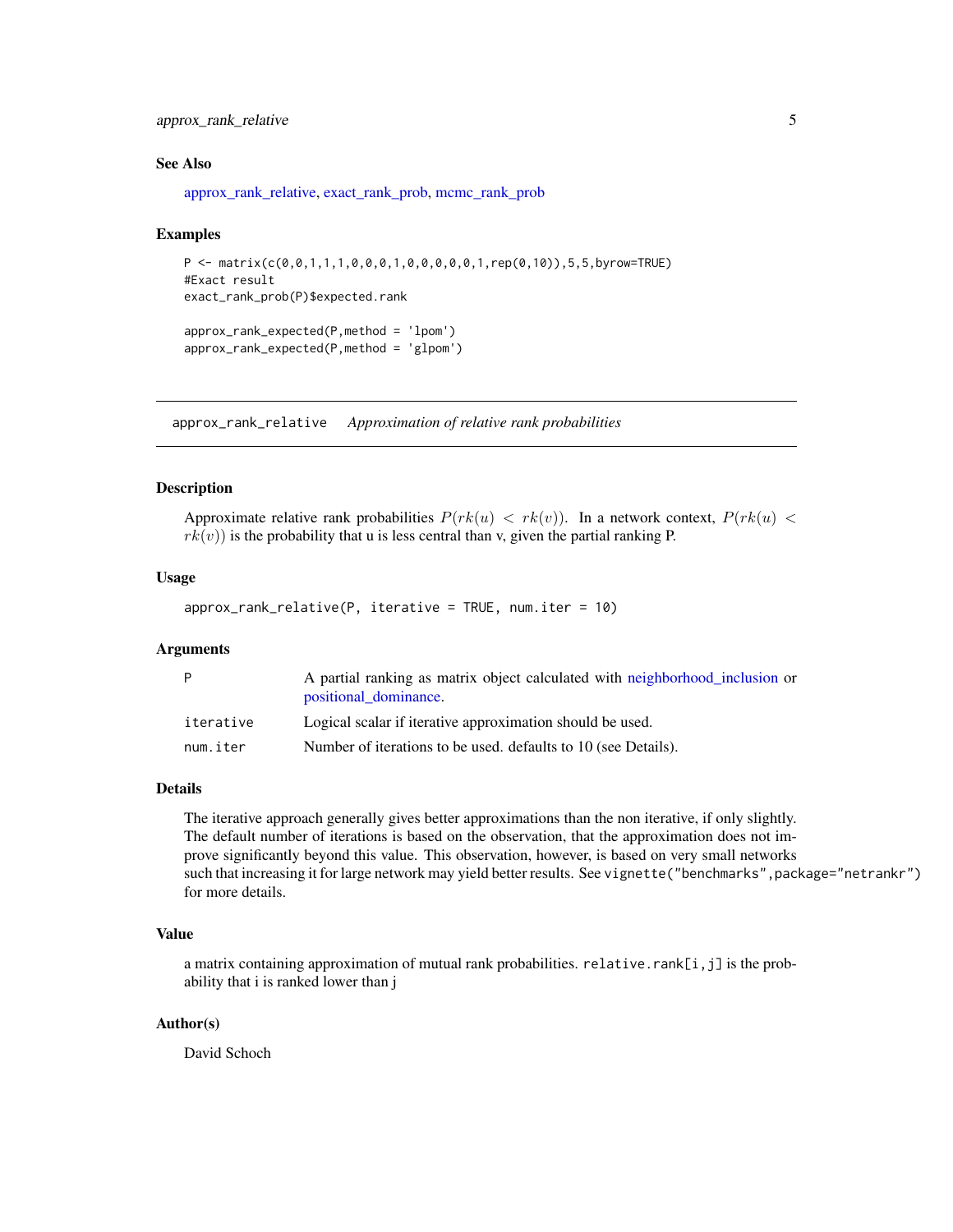### See Also

approx_rank_relative, exact_rank_prob, mcmc_rank_prob

### Examples

```
P <- matrix(c(0,0,1,1,1,0,0,0,1,0,0,0,0,0,1,rep(0,10)),5,5,byrow=TRUE)
#Exact result
exact_rank_prob(P)$expected.rank

approx_rank_expected(P,method = 'lpom')
approx_rank_expected(P,method = 'glpom')
```

---

## approx_rank_relative    *Approximation of relative rank probabilities*

### Description

Approximate relative rank probabilities $P(rk(u) < rk(v))$. In a network context, $P(rk(u) < rk(v))$ is the probability that u is less central than v, given the partial ranking P.

### Usage

```
approx_rank_relative(P, iterative = TRUE, num.iter = 10)
```

### Arguments

| | |
|---|---|
| P | A partial ranking as matrix object calculated with neighborhood_inclusion or positional_dominance. |
| iterative | Logical scalar if iterative approximation should be used. |
| num.iter | Number of iterations to be used. defaults to 10 (see Details). |

### Details

The iterative approach generally gives better approximations than the non iterative, if only slightly. The default number of iterations is based on the observation, that the approximation does not improve significantly beyond this value. This observation, however, is based on very small networks such that increasing it for large network may yield better results. See `vignette("benchmarks",package="netrankr")` for more details.

### Value

a matrix containing approximation of mutual rank probabilities. `relative.rank[i,j]` is the probability that i is ranked lower than j

### Author(s)

David Schoch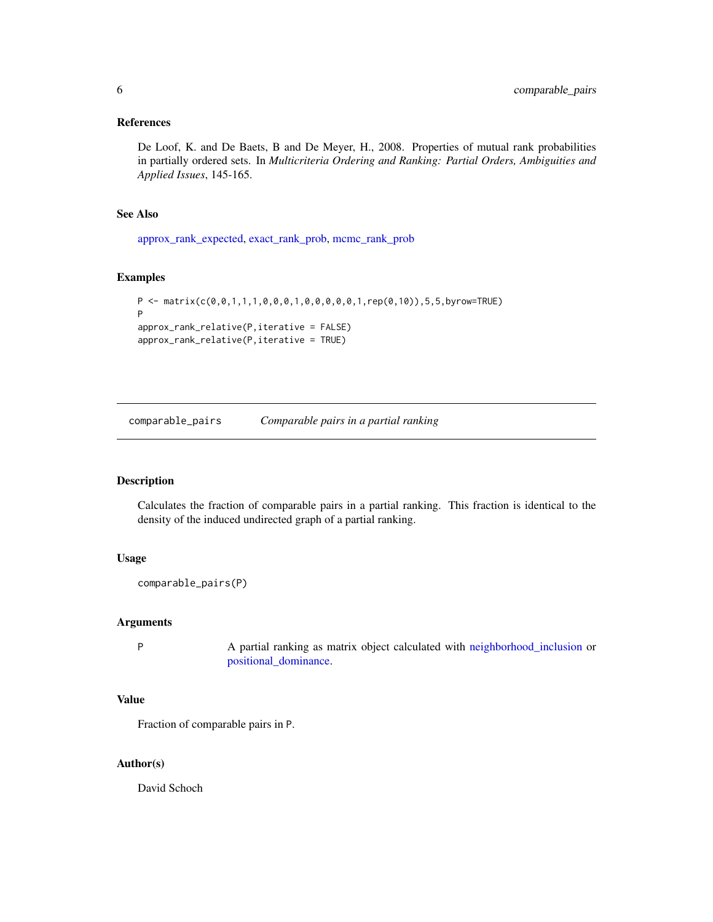### References

De Loof, K. and De Baets, B and De Meyer, H., 2008. Properties of mutual rank probabilities in partially ordered sets. In *Multicriteria Ordering and Ranking: Partial Orders, Ambiguities and Applied Issues*, 145-165.

### See Also

approx_rank_expected, exact_rank_prob, mcmc_rank_prob

### Examples

```
P <- matrix(c(0,0,1,1,1,0,0,0,1,0,0,0,0,0,1,rep(0,10)),5,5,byrow=TRUE)
P
approx_rank_relative(P,iterative = FALSE)
approx_rank_relative(P,iterative = TRUE)
```

---

## comparable_pairs &nbsp;&nbsp;&nbsp; *Comparable pairs in a partial ranking*

### Description

Calculates the fraction of comparable pairs in a partial ranking. This fraction is identical to the density of the induced undirected graph of a partial ranking.

### Usage

```
comparable_pairs(P)
```

### Arguments

| | |
|---|---|
| P | A partial ranking as matrix object calculated with neighborhood_inclusion or positional_dominance. |

### Value

Fraction of comparable pairs in P.

### Author(s)

David Schoch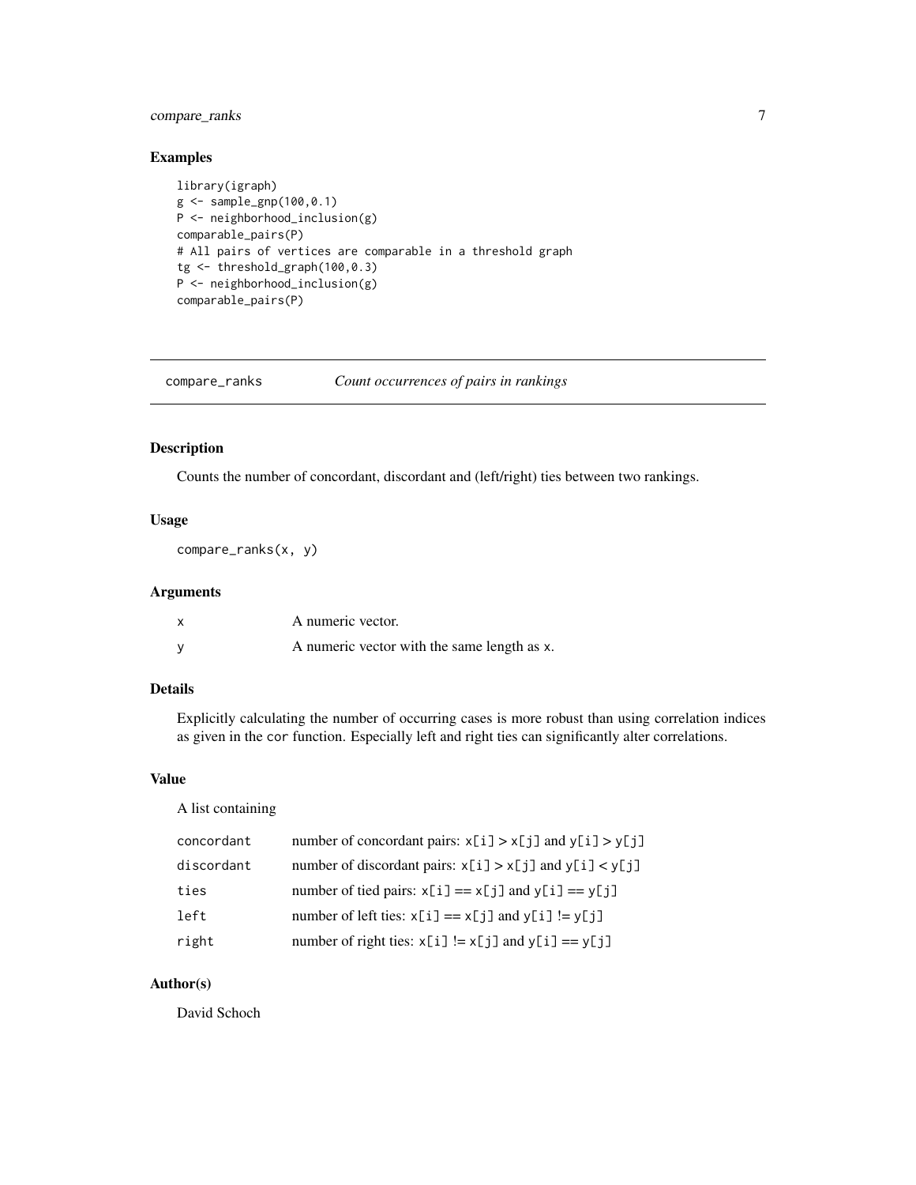### Examples

```
library(igraph)
g <- sample_gnp(100,0.1)
P <- neighborhood_inclusion(g)
comparable_pairs(P)
# All pairs of vertices are comparable in a threshold graph
tg <- threshold_graph(100,0.3)
P <- neighborhood_inclusion(g)
comparable_pairs(P)
```

---

## compare_ranks *Count occurrences of pairs in rankings*

---

### Description

Counts the number of concordant, discordant and (left/right) ties between two rankings.

### Usage

```
compare_ranks(x, y)
```

### Arguments

| | |
|---|---|
| x | A numeric vector. |
| y | A numeric vector with the same length as x. |

### Details

Explicitly calculating the number of occurring cases is more robust than using correlation indices as given in the cor function. Especially left and right ties can significantly alter correlations.

### Value

A list containing

| | |
|---|---|
| concordant | number of concordant pairs: x[i] > x[j] and y[i] > y[j] |
| discordant | number of discordant pairs: x[i] > x[j] and y[i] < y[j] |
| ties | number of tied pairs: x[i] == x[j] and y[i] == y[j] |
| left | number of left ties: x[i] == x[j] and y[i] != y[j] |
| right | number of right ties: x[i] != x[j] and y[i] == y[j] |

### Author(s)

David Schoch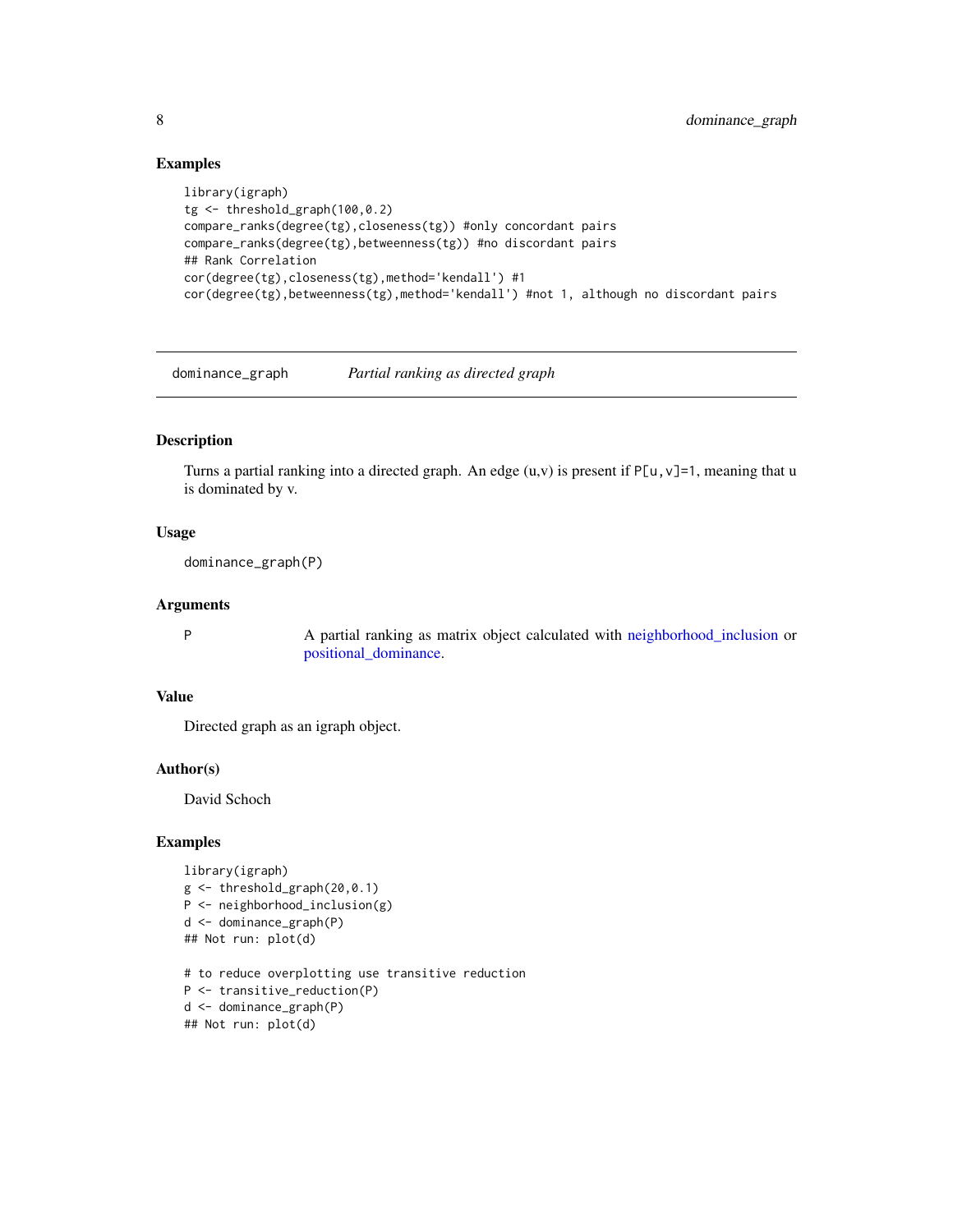### Examples

```
library(igraph)
tg <- threshold_graph(100,0.2)
compare_ranks(degree(tg),closeness(tg)) #only concordant pairs
compare_ranks(degree(tg),betweenness(tg)) #no discordant pairs
## Rank Correlation
cor(degree(tg),closeness(tg),method='kendall') #1
cor(degree(tg),betweenness(tg),method='kendall') #not 1, although no discordant pairs
```

---

## dominance_graph *Partial ranking as directed graph*

---

### Description

Turns a partial ranking into a directed graph. An edge (u,v) is present if `P[u,v]=1`, meaning that u is dominated by v.

### Usage

```
dominance_graph(P)
```

### Arguments

| | |
|---|---|
| P | A partial ranking as matrix object calculated with neighborhood_inclusion or positional_dominance. |

### Value

Directed graph as an igraph object.

### Author(s)

David Schoch

### Examples

```
library(igraph)
g <- threshold_graph(20,0.1)
P <- neighborhood_inclusion(g)
d <- dominance_graph(P)
## Not run: plot(d)

# to reduce overplotting use transitive reduction
P <- transitive_reduction(P)
d <- dominance_graph(P)
## Not run: plot(d)
```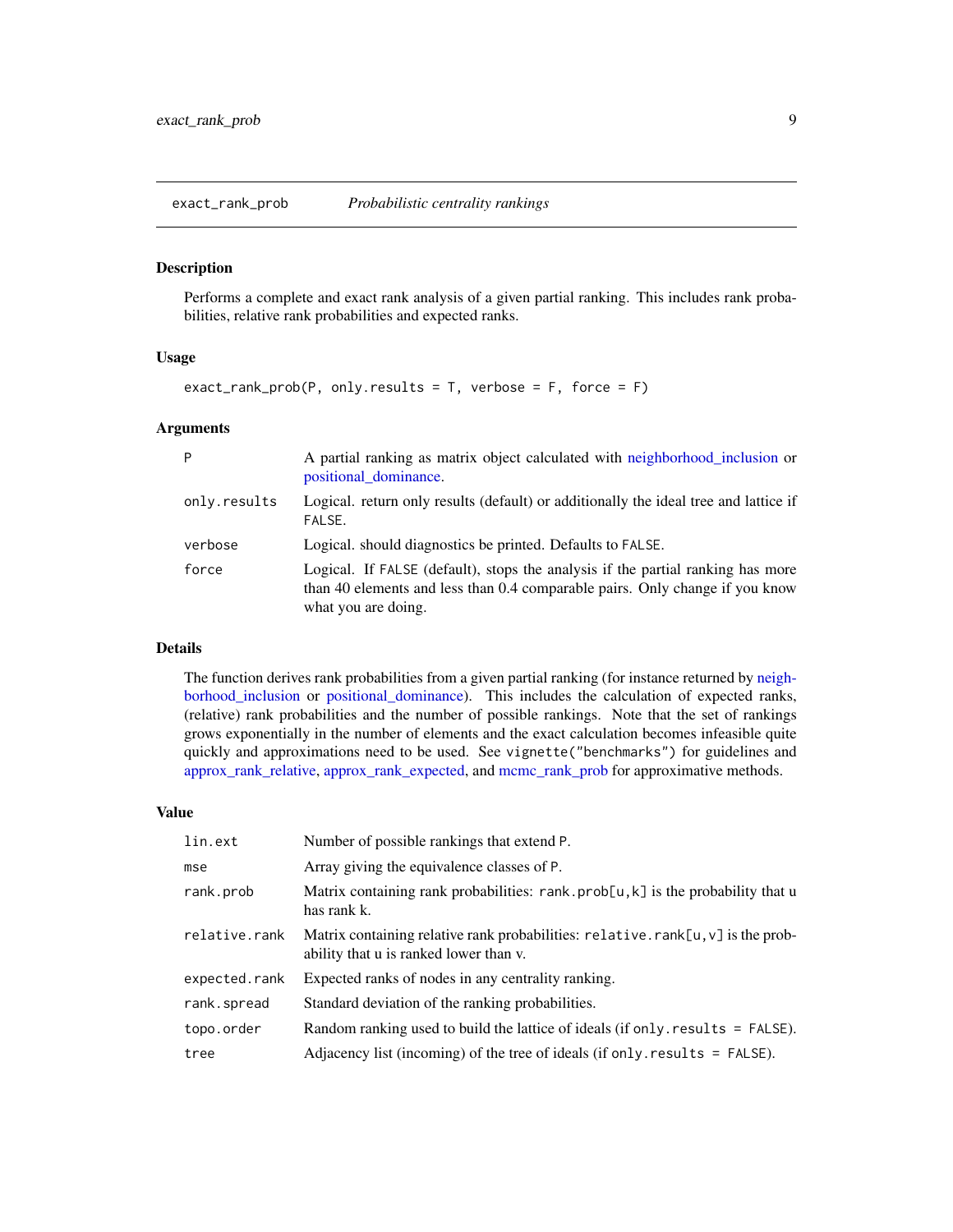exact_rank_prob — *Probabilistic centrality rankings*

## Description

Performs a complete and exact rank analysis of a given partial ranking. This includes rank probabilities, relative rank probabilities and expected ranks.

## Usage

```
exact_rank_prob(P, only.results = T, verbose = F, force = F)
```

## Arguments

| | |
|---|---|
| `P` | A partial ranking as matrix object calculated with neighborhood_inclusion or positional_dominance. |
| `only.results` | Logical. return only results (default) or additionally the ideal tree and lattice if `FALSE`. |
| `verbose` | Logical. should diagnostics be printed. Defaults to `FALSE`. |
| `force` | Logical. If `FALSE` (default), stops the analysis if the partial ranking has more than 40 elements and less than 0.4 comparable pairs. Only change if you know what you are doing. |

## Details

The function derives rank probabilities from a given partial ranking (for instance returned by neighborhood_inclusion or positional_dominance). This includes the calculation of expected ranks, (relative) rank probabilities and the number of possible rankings. Note that the set of rankings grows exponentially in the number of elements and the exact calculation becomes infeasible quite quickly and approximations need to be used. See `vignette("benchmarks")` for guidelines and approx_rank_relative, approx_rank_expected, and mcmc_rank_prob for approximative methods.

## Value

| | |
|---|---|
| `lin.ext` | Number of possible rankings that extend `P`. |
| `mse` | Array giving the equivalence classes of `P`. |
| `rank.prob` | Matrix containing rank probabilities: `rank.prob[u,k]` is the probability that u has rank k. |
| `relative.rank` | Matrix containing relative rank probabilities: `relative.rank[u,v]` is the probability that u is ranked lower than v. |
| `expected.rank` | Expected ranks of nodes in any centrality ranking. |
| `rank.spread` | Standard deviation of the ranking probabilities. |
| `topo.order` | Random ranking used to build the lattice of ideals (if `only.results = FALSE`). |
| `tree` | Adjacency list (incoming) of the tree of ideals (if `only.results = FALSE`). |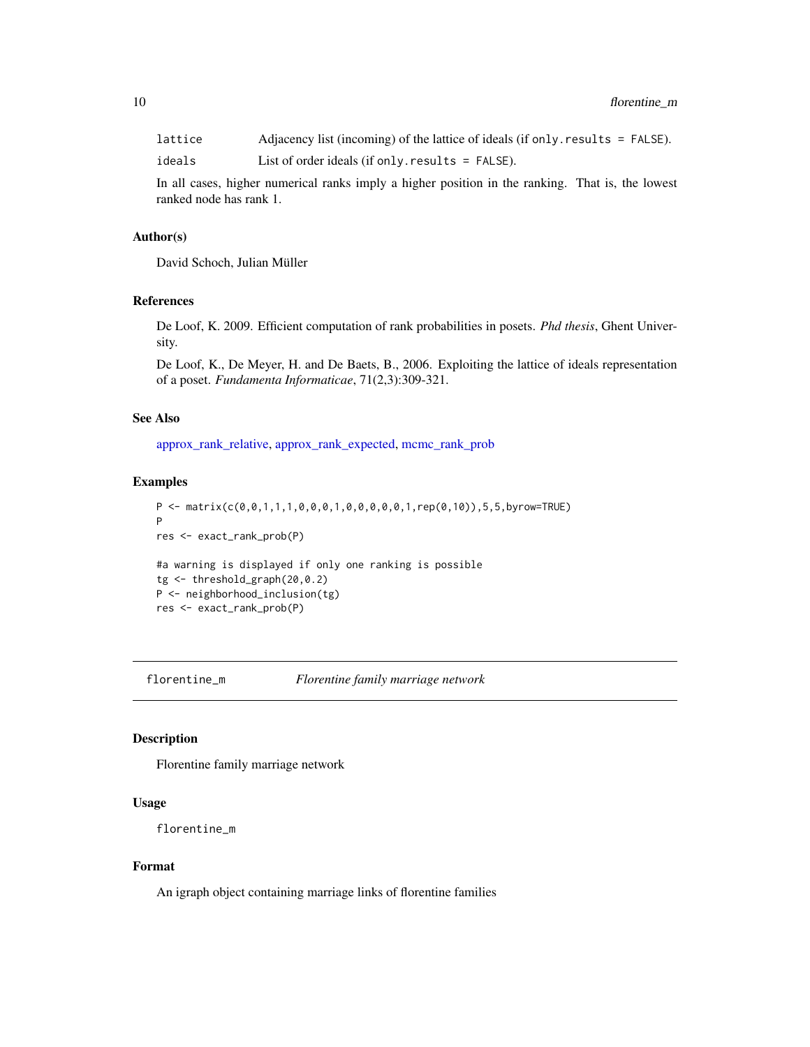| | |
|---|---|
| `lattice` | Adjacency list (incoming) of the lattice of ideals (if `only.results = FALSE`). |
| `ideals` | List of order ideals (if `only.results = FALSE`). |

In all cases, higher numerical ranks imply a higher position in the ranking. That is, the lowest ranked node has rank 1.

### Author(s)

David Schoch, Julian Müller

### References

De Loof, K. 2009. Efficient computation of rank probabilities in posets. *Phd thesis*, Ghent University.

De Loof, K., De Meyer, H. and De Baets, B., 2006. Exploiting the lattice of ideals representation of a poset. *Fundamenta Informaticae*, 71(2,3):309-321.

### See Also

approx_rank_relative, approx_rank_expected, mcmc_rank_prob

### Examples

```
P <- matrix(c(0,0,1,1,1,0,0,0,1,0,0,0,0,0,1,rep(0,10)),5,5,byrow=TRUE)
P
res <- exact_rank_prob(P)

#a warning is displayed if only one ranking is possible
tg <- threshold_graph(20,0.2)
P <- neighborhood_inclusion(tg)
res <- exact_rank_prob(P)
```

---

## florentine_m — *Florentine family marriage network*

### Description

Florentine family marriage network

### Usage

```
florentine_m
```

### Format

An igraph object containing marriage links of florentine families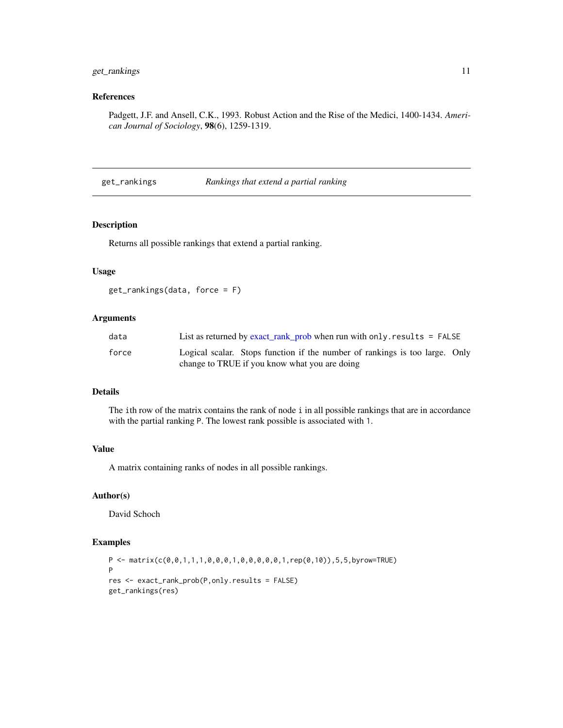### References

Padgett, J.F. and Ansell, C.K., 1993. Robust Action and the Rise of the Medici, 1400-1434. *American Journal of Sociology*, **98**(6), 1259-1319.

---

## get_rankings *Rankings that extend a partial ranking*

---

### Description

Returns all possible rankings that extend a partial ranking.

### Usage

```
get_rankings(data, force = F)
```

### Arguments

| | |
|---|---|
| `data` | List as returned by exact_rank_prob when run with `only.results = FALSE` |
| `force` | Logical scalar. Stops function if the number of rankings is too large. Only change to TRUE if you know what you are doing |

### Details

The `i`th row of the matrix contains the rank of node `i` in all possible rankings that are in accordance with the partial ranking `P`. The lowest rank possible is associated with `1`.

### Value

A matrix containing ranks of nodes in all possible rankings.

### Author(s)

David Schoch

### Examples

```
P <- matrix(c(0,0,1,1,1,0,0,0,1,0,0,0,0,0,1,rep(0,10)),5,5,byrow=TRUE)
P
res <- exact_rank_prob(P,only.results = FALSE)
get_rankings(res)
```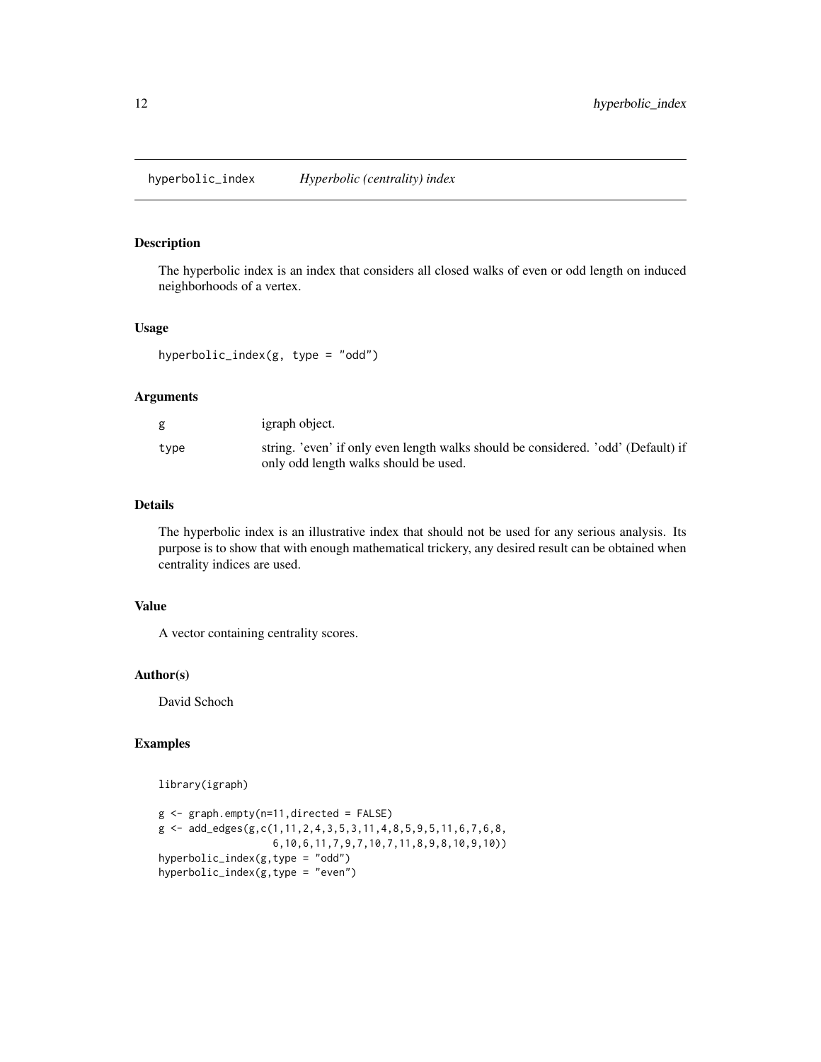## hyperbolic_index *Hyperbolic (centrality) index*

### Description

The hyperbolic index is an index that considers all closed walks of even or odd length on induced neighborhoods of a vertex.

### Usage

```
hyperbolic_index(g, type = "odd")
```

### Arguments

| | |
|---|---|
| g | igraph object. |
| type | string. 'even' if only even length walks should be considered. 'odd' (Default) if only odd length walks should be used. |

### Details

The hyperbolic index is an illustrative index that should not be used for any serious analysis. Its purpose is to show that with enough mathematical trickery, any desired result can be obtained when centrality indices are used.

### Value

A vector containing centrality scores.

### Author(s)

David Schoch

### Examples

```
library(igraph)

g <- graph.empty(n=11,directed = FALSE)
g <- add_edges(g,c(1,11,2,4,3,5,3,11,4,8,5,9,5,11,6,7,6,8,
                   6,10,6,11,7,9,7,10,7,11,8,9,8,10,9,10))
hyperbolic_index(g,type = "odd")
hyperbolic_index(g,type = "even")
```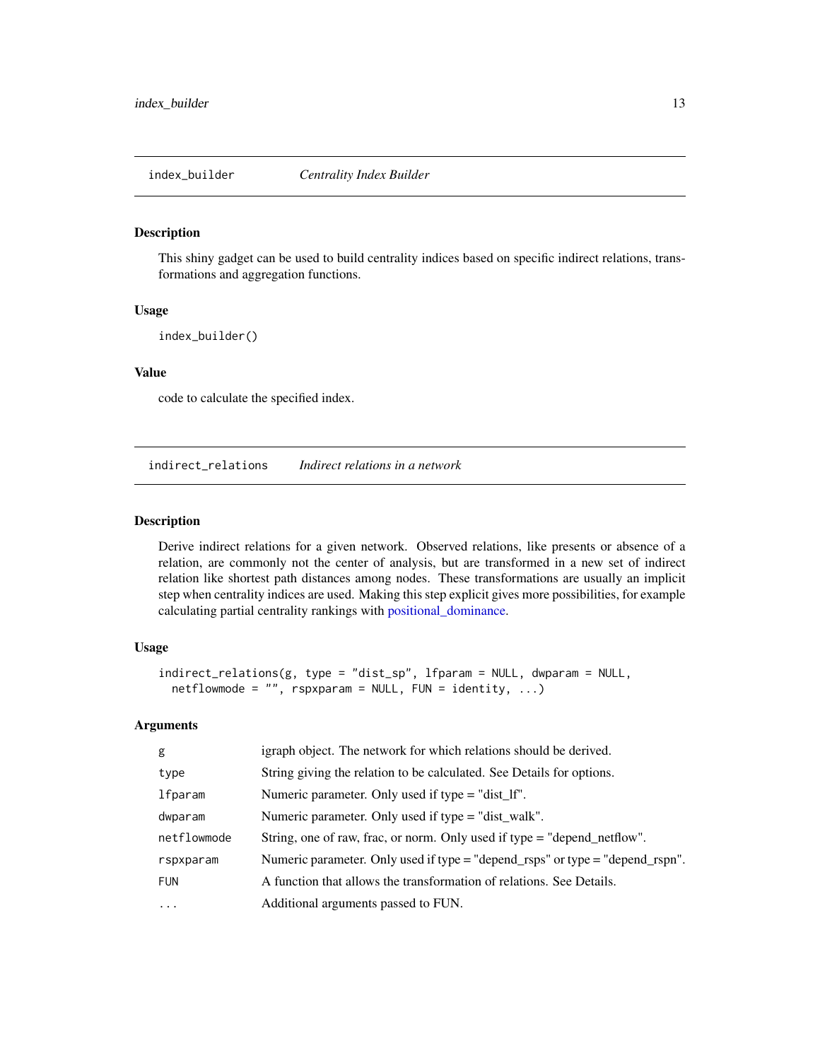## index_builder *Centrality Index Builder*

### Description

This shiny gadget can be used to build centrality indices based on specific indirect relations, transformations and aggregation functions.

### Usage

```
index_builder()
```

### Value

code to calculate the specified index.

## indirect_relations *Indirect relations in a network*

### Description

Derive indirect relations for a given network. Observed relations, like presents or absence of a relation, are commonly not the center of analysis, but are transformed in a new set of indirect relation like shortest path distances among nodes. These transformations are usually an implicit step when centrality indices are used. Making this step explicit gives more possibilities, for example calculating partial centrality rankings with positional_dominance.

### Usage

```
indirect_relations(g, type = "dist_sp", lfparam = NULL, dwparam = NULL,
  netflowmode = "", rspxparam = NULL, FUN = identity, ...)
```

### Arguments

| | |
|---|---|
| `g` | igraph object. The network for which relations should be derived. |
| `type` | String giving the relation to be calculated. See Details for options. |
| `lfparam` | Numeric parameter. Only used if type = "dist_lf". |
| `dwparam` | Numeric parameter. Only used if type = "dist_walk". |
| `netflowmode` | String, one of raw, frac, or norm. Only used if type = "depend_netflow". |
| `rspxparam` | Numeric parameter. Only used if type = "depend_rsps" or type = "depend_rspn". |
| `FUN` | A function that allows the transformation of relations. See Details. |
| `...` | Additional arguments passed to FUN. |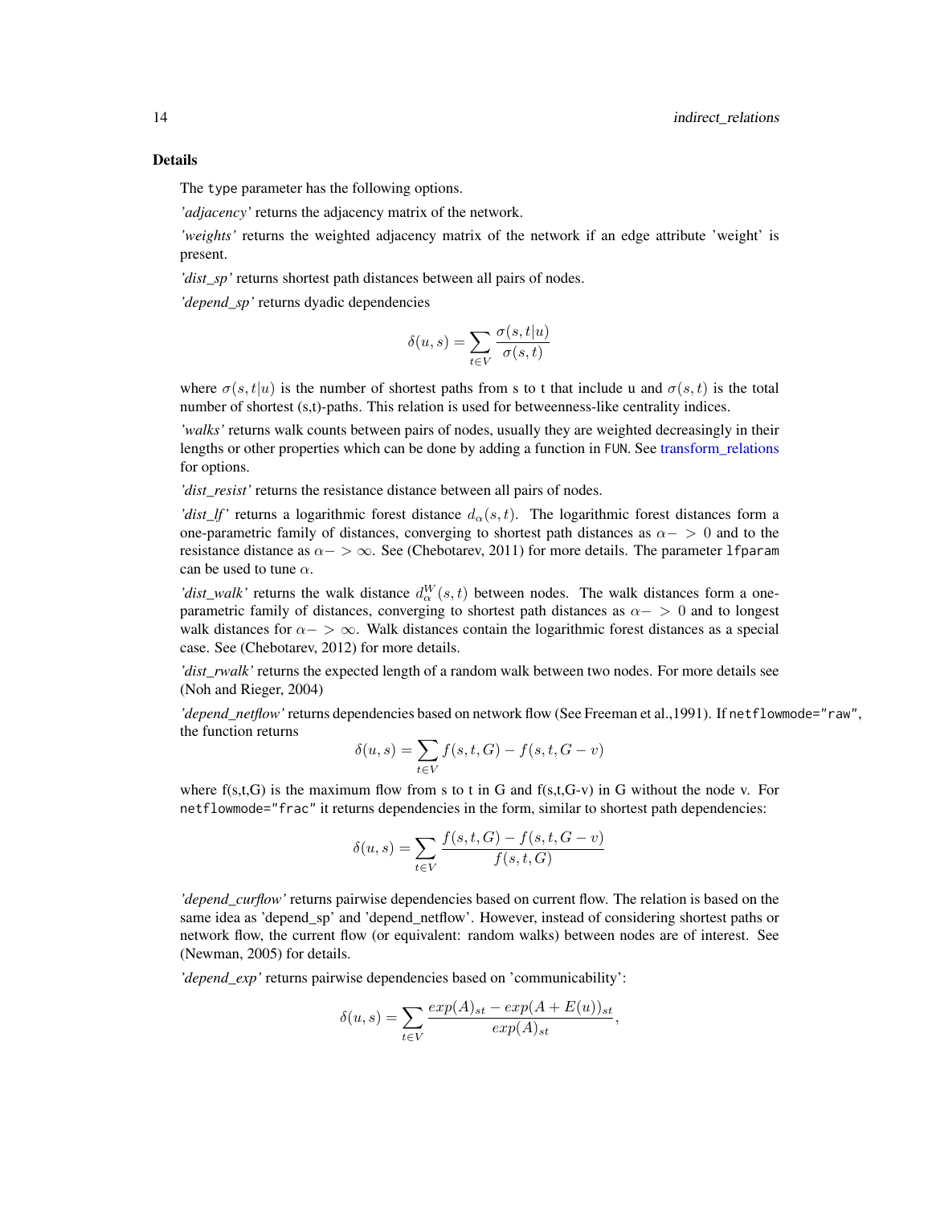### Details

The type parameter has the following options.

*'adjacency'* returns the adjacency matrix of the network.

*'weights'* returns the weighted adjacency matrix of the network if an edge attribute 'weight' is present.

*'dist_sp'* returns shortest path distances between all pairs of nodes.

*'depend_sp'* returns dyadic dependencies

$$\delta(u,s) = \sum_{t \in V} \frac{\sigma(s,t|u)}{\sigma(s,t)}$$

where $\sigma(s,t|u)$ is the number of shortest paths from s to t that include u and $\sigma(s,t)$ is the total number of shortest (s,t)-paths. This relation is used for betweenness-like centrality indices.

*'walks'* returns walk counts between pairs of nodes, usually they are weighted decreasingly in their lengths or other properties which can be done by adding a function in FUN. See transform_relations for options.

*'dist_resist'* returns the resistance distance between all pairs of nodes.

*'dist_lf'* returns a logarithmic forest distance $d_\alpha(s,t)$. The logarithmic forest distances form a one-parametric family of distances, converging to shortest path distances as $\alpha -> 0$ and to the resistance distance as $\alpha -> \infty$. See (Chebotarev, 2011) for more details. The parameter lfparam can be used to tune $\alpha$.

*'dist_walk'* returns the walk distance $d_\alpha^W(s,t)$ between nodes. The walk distances form a one-parametric family of distances, converging to shortest path distances as $\alpha -> 0$ and to longest walk distances for $\alpha -> \infty$. Walk distances contain the logarithmic forest distances as a special case. See (Chebotarev, 2012) for more details.

*'dist_rwalk'* returns the expected length of a random walk between two nodes. For more details see (Noh and Rieger, 2004)

*'depend_netflow'* returns dependencies based on network flow (See Freeman et al.,1991). If netflowmode="raw", the function returns

$$\delta(u,s) = \sum_{t \in V} f(s,t,G) - f(s,t,G-v)$$

where f(s,t,G) is the maximum flow from s to t in G and f(s,t,G-v) in G without the node v. For netflowmode="frac" it returns dependencies in the form, similar to shortest path dependencies:

$$\delta(u,s) = \sum_{t \in V} \frac{f(s,t,G) - f(s,t,G-v)}{f(s,t,G)}$$

*'depend_curflow'* returns pairwise dependencies based on current flow. The relation is based on the same idea as 'depend_sp' and 'depend_netflow'. However, instead of considering shortest paths or network flow, the current flow (or equivalent: random walks) between nodes are of interest. See (Newman, 2005) for details.

*'depend_exp'* returns pairwise dependencies based on 'communicability':

$$\delta(u,s) = \sum_{t \in V} \frac{exp(A)_{st} - exp(A + E(u))_{st}}{exp(A)_{st}},$$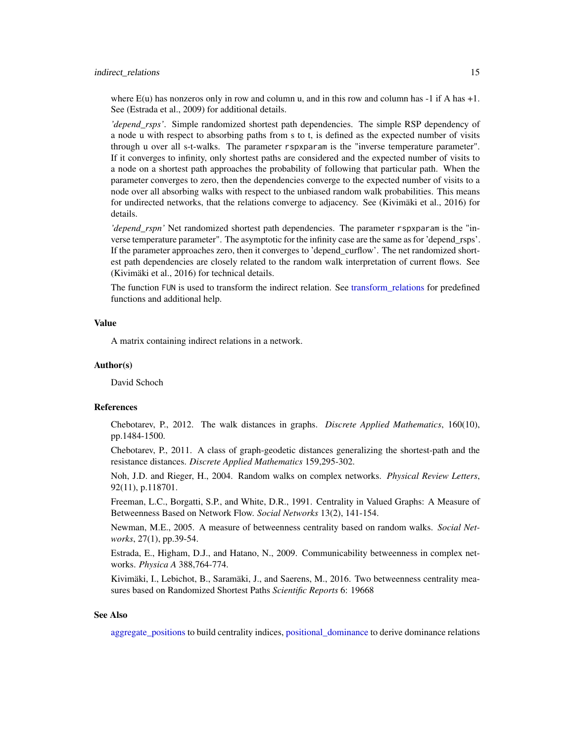where E(u) has nonzeros only in row and column u, and in this row and column has -1 if A has +1. See (Estrada et al., 2009) for additional details.

*'depend_rsps'*. Simple randomized shortest path dependencies. The simple RSP dependency of a node u with respect to absorbing paths from s to t, is defined as the expected number of visits through u over all s-t-walks. The parameter `rspxparam` is the "inverse temperature parameter". If it converges to infinity, only shortest paths are considered and the expected number of visits to a node on a shortest path approaches the probability of following that particular path. When the parameter converges to zero, then the dependencies converge to the expected number of visits to a node over all absorbing walks with respect to the unbiased random walk probabilities. This means for undirected networks, that the relations converge to adjacency. See (Kivimäki et al., 2016) for details.

*'depend_rspn'* Net randomized shortest path dependencies. The parameter `rspxparam` is the "inverse temperature parameter". The asymptotic for the infinity case are the same as for 'depend_rsps'. If the parameter approaches zero, then it converges to 'depend_curflow'. The net randomized shortest path dependencies are closely related to the random walk interpretation of current flows. See (Kivimäki et al., 2016) for technical details.

The function `FUN` is used to transform the indirect relation. See transform_relations for predefined functions and additional help.

## Value

A matrix containing indirect relations in a network.

## Author(s)

David Schoch

## References

Chebotarev, P., 2012. The walk distances in graphs. *Discrete Applied Mathematics*, 160(10), pp.1484-1500.

Chebotarev, P., 2011. A class of graph-geodetic distances generalizing the shortest-path and the resistance distances. *Discrete Applied Mathematics* 159,295-302.

Noh, J.D. and Rieger, H., 2004. Random walks on complex networks. *Physical Review Letters*, 92(11), p.118701.

Freeman, L.C., Borgatti, S.P., and White, D.R., 1991. Centrality in Valued Graphs: A Measure of Betweenness Based on Network Flow. *Social Networks* 13(2), 141-154.

Newman, M.E., 2005. A measure of betweenness centrality based on random walks. *Social Networks*, 27(1), pp.39-54.

Estrada, E., Higham, D.J., and Hatano, N., 2009. Communicability betweenness in complex networks. *Physica A* 388,764-774.

Kivimäki, I., Lebichot, B., Saramäki, J., and Saerens, M., 2016. Two betweenness centrality measures based on Randomized Shortest Paths *Scientific Reports* 6: 19668

## See Also

aggregate_positions to build centrality indices, positional_dominance to derive dominance relations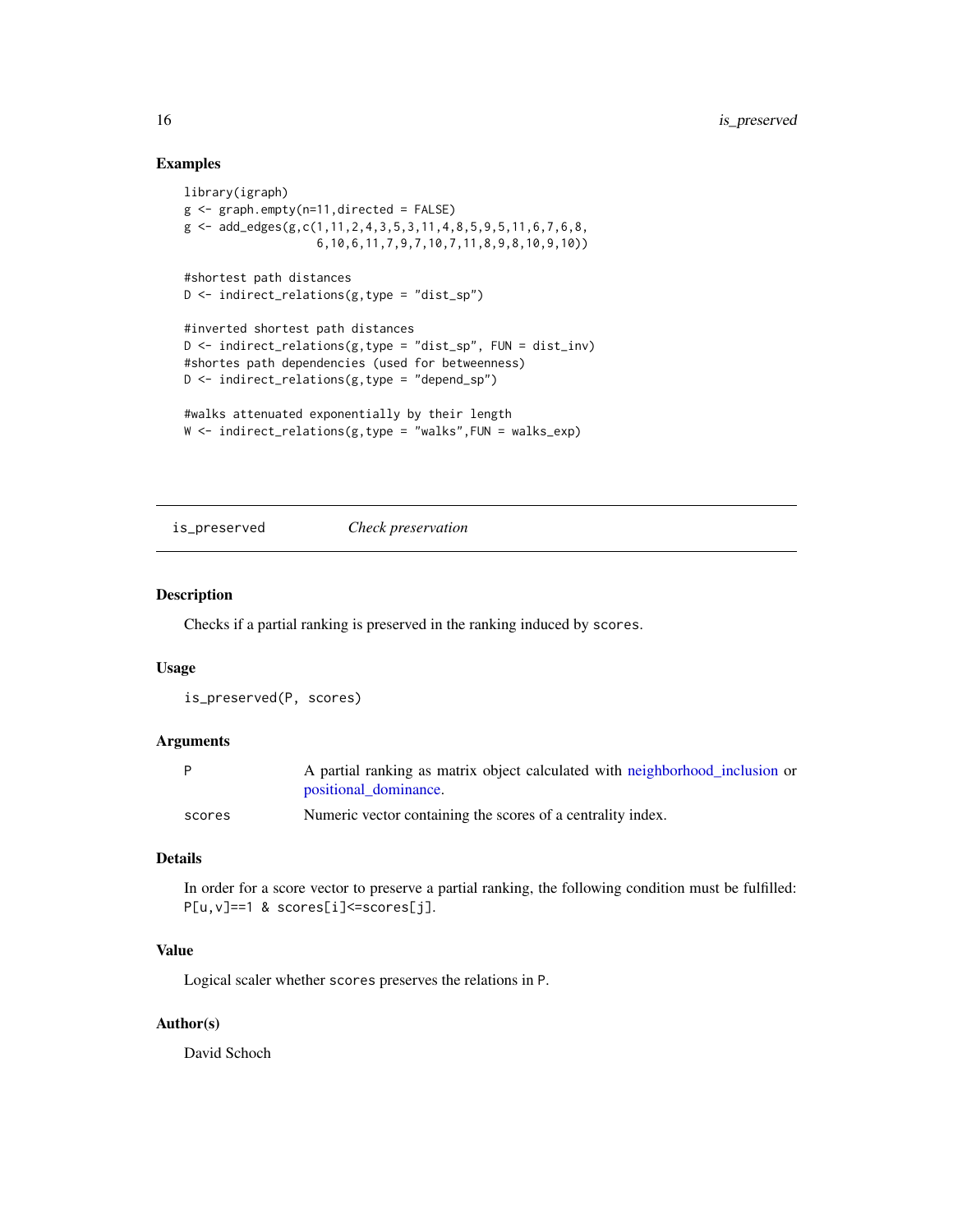## Examples

```
library(igraph)
g <- graph.empty(n=11,directed = FALSE)
g <- add_edges(g,c(1,11,2,4,3,5,3,11,4,8,5,9,5,11,6,7,6,8,
                   6,10,6,11,7,9,7,10,7,11,8,9,8,10,9,10))

#shortest path distances
D <- indirect_relations(g,type = "dist_sp")

#inverted shortest path distances
D <- indirect_relations(g,type = "dist_sp", FUN = dist_inv)
#shortes path dependencies (used for betweenness)
D <- indirect_relations(g,type = "depend_sp")

#walks attenuated exponentially by their length
W <- indirect_relations(g,type = "walks",FUN = walks_exp)
```

---

# is_preserved — *Check preservation*

## Description

Checks if a partial ranking is preserved in the ranking induced by `scores`.

## Usage

```
is_preserved(P, scores)
```

## Arguments

| | |
|---|---|
| `P` | A partial ranking as matrix object calculated with neighborhood_inclusion or positional_dominance. |
| `scores` | Numeric vector containing the scores of a centrality index. |

## Details

In order for a score vector to preserve a partial ranking, the following condition must be fulfilled: `P[u,v]==1 & scores[i]<=scores[j]`.

## Value

Logical scaler whether `scores` preserves the relations in `P`.

## Author(s)

David Schoch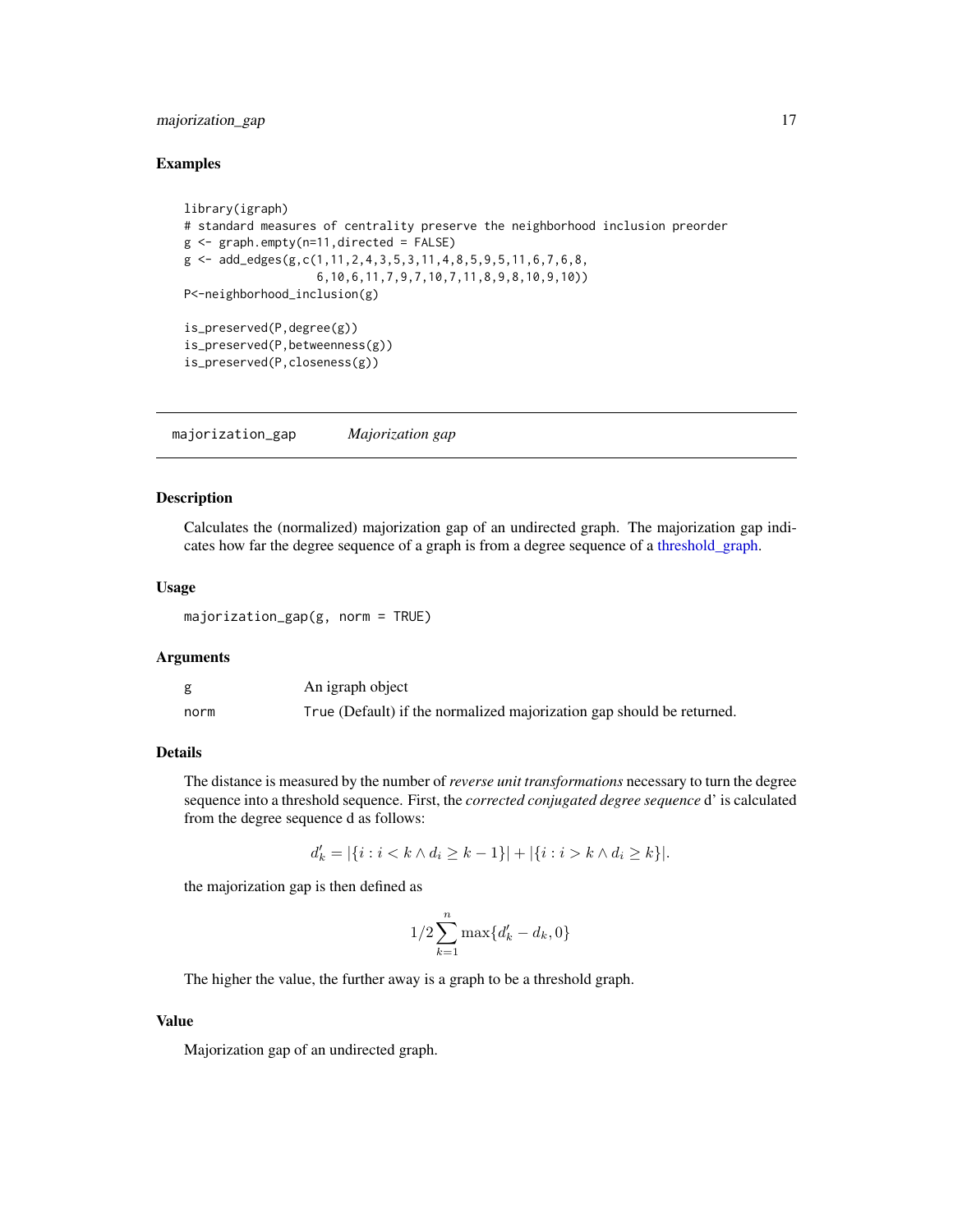## Examples

```
library(igraph)
# standard measures of centrality preserve the neighborhood inclusion preorder
g <- graph.empty(n=11,directed = FALSE)
g <- add_edges(g,c(1,11,2,4,3,5,3,11,4,8,5,9,5,11,6,7,6,8,
                   6,10,6,11,7,9,7,10,7,11,8,9,8,10,9,10))
P<-neighborhood_inclusion(g)

is_preserved(P,degree(g))
is_preserved(P,betweenness(g))
is_preserved(P,closeness(g))
```

---

# majorization_gap — *Majorization gap*

## Description

Calculates the (normalized) majorization gap of an undirected graph. The majorization gap indicates how far the degree sequence of a graph is from a degree sequence of a threshold_graph.

## Usage

```
majorization_gap(g, norm = TRUE)
```

## Arguments

| | |
|---|---|
| `g` | An igraph object |
| `norm` | `True` (Default) if the normalized majorization gap should be returned. |

## Details

The distance is measured by the number of *reverse unit transformations* necessary to turn the degree sequence into a threshold sequence. First, the *corrected conjugated degree sequence* d' is calculated from the degree sequence d as follows:

$$d'_k = |\{i : i < k \land d_i \geq k-1\}| + |\{i : i > k \land d_i \geq k\}|.$$

the majorization gap is then defined as

$$1/2 \sum_{k=1}^{n} \max\{d'_k - d_k, 0\}$$

The higher the value, the further away is a graph to be a threshold graph.

## Value

Majorization gap of an undirected graph.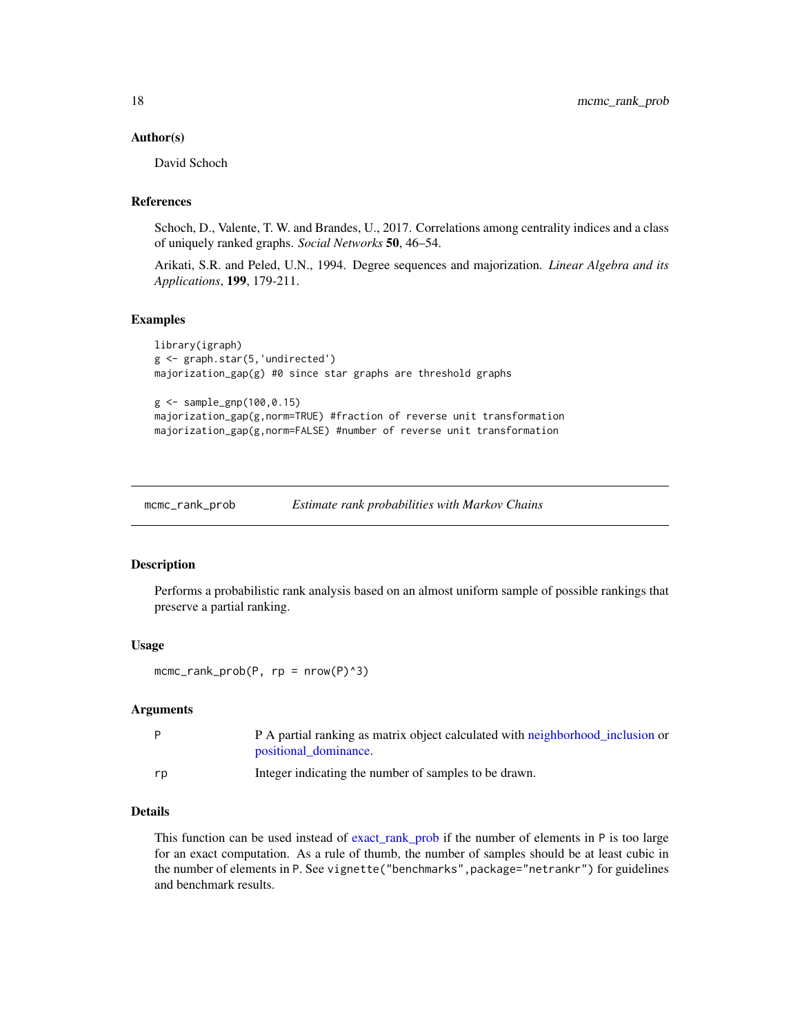### Author(s)

David Schoch

### References

Schoch, D., Valente, T. W. and Brandes, U., 2017. Correlations among centrality indices and a class of uniquely ranked graphs. *Social Networks* **50**, 46–54.

Arikati, S.R. and Peled, U.N., 1994. Degree sequences and majorization. *Linear Algebra and its Applications*, **199**, 179-211.

### Examples

```
library(igraph)
g <- graph.star(5,'undirected')
majorization_gap(g) #0 since star graphs are threshold graphs

g <- sample_gnp(100,0.15)
majorization_gap(g,norm=TRUE) #fraction of reverse unit transformation
majorization_gap(g,norm=FALSE) #number of reverse unit transformation
```

---

## mcmc_rank_prob — *Estimate rank probabilities with Markov Chains*

### Description

Performs a probabilistic rank analysis based on an almost uniform sample of possible rankings that preserve a partial ranking.

### Usage

```
mcmc_rank_prob(P, rp = nrow(P)^3)
```

### Arguments

| | |
|---|---|
| P | P A partial ranking as matrix object calculated with neighborhood_inclusion or positional_dominance. |
| rp | Integer indicating the number of samples to be drawn. |

### Details

This function can be used instead of exact_rank_prob if the number of elements in `P` is too large for an exact computation. As a rule of thumb, the number of samples should be at least cubic in the number of elements in `P`. See `vignette("benchmarks",package="netrankr")` for guidelines and benchmark results.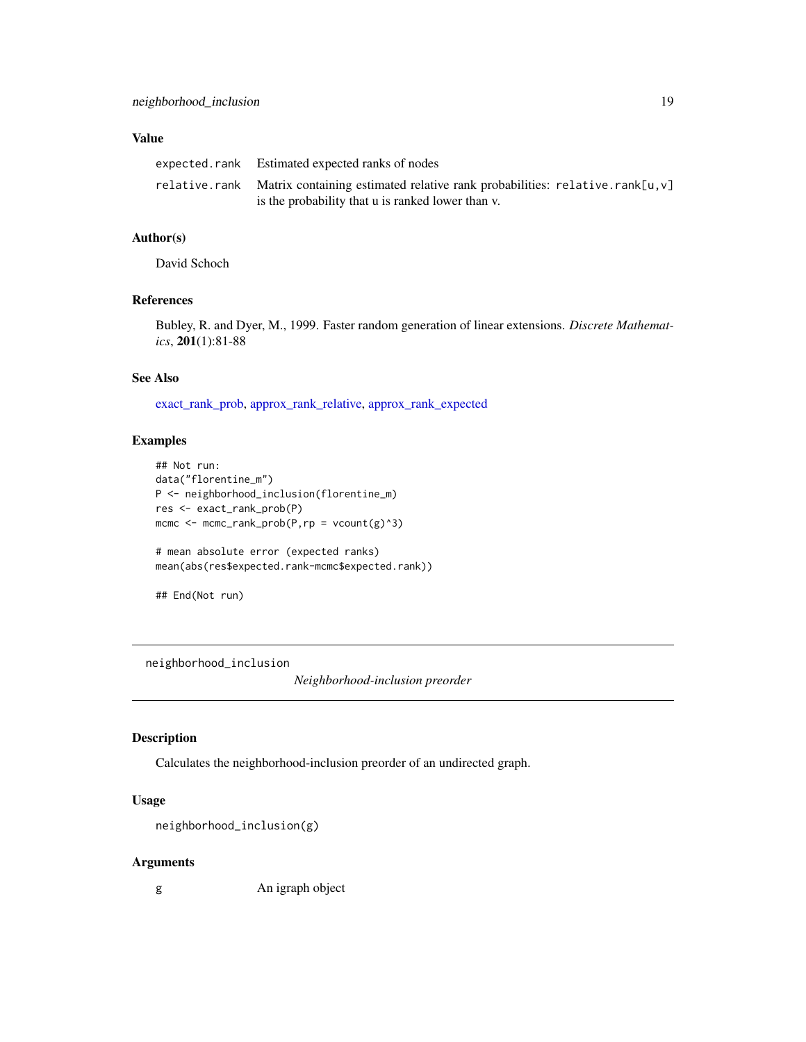### Value

| | |
|---|---|
| `expected.rank` | Estimated expected ranks of nodes |
| `relative.rank` | Matrix containing estimated relative rank probabilities: `relative.rank[u,v]` is the probability that u is ranked lower than v. |

### Author(s)

David Schoch

### References

Bubley, R. and Dyer, M., 1999. Faster random generation of linear extensions. *Discrete Mathematics*, **201**(1):81-88

### See Also

exact_rank_prob, approx_rank_relative, approx_rank_expected

### Examples

```
## Not run:
data("florentine_m")
P <- neighborhood_inclusion(florentine_m)
res <- exact_rank_prob(P)
mcmc <- mcmc_rank_prob(P,rp = vcount(g)^3)

# mean absolute error (expected ranks)
mean(abs(res$expected.rank-mcmc$expected.rank))

## End(Not run)
```

---

## neighborhood_inclusion &nbsp;&nbsp;&nbsp; *Neighborhood-inclusion preorder*

### Description

Calculates the neighborhood-inclusion preorder of an undirected graph.

### Usage

```
neighborhood_inclusion(g)
```

### Arguments

| | |
|---|---|
| g | An igraph object |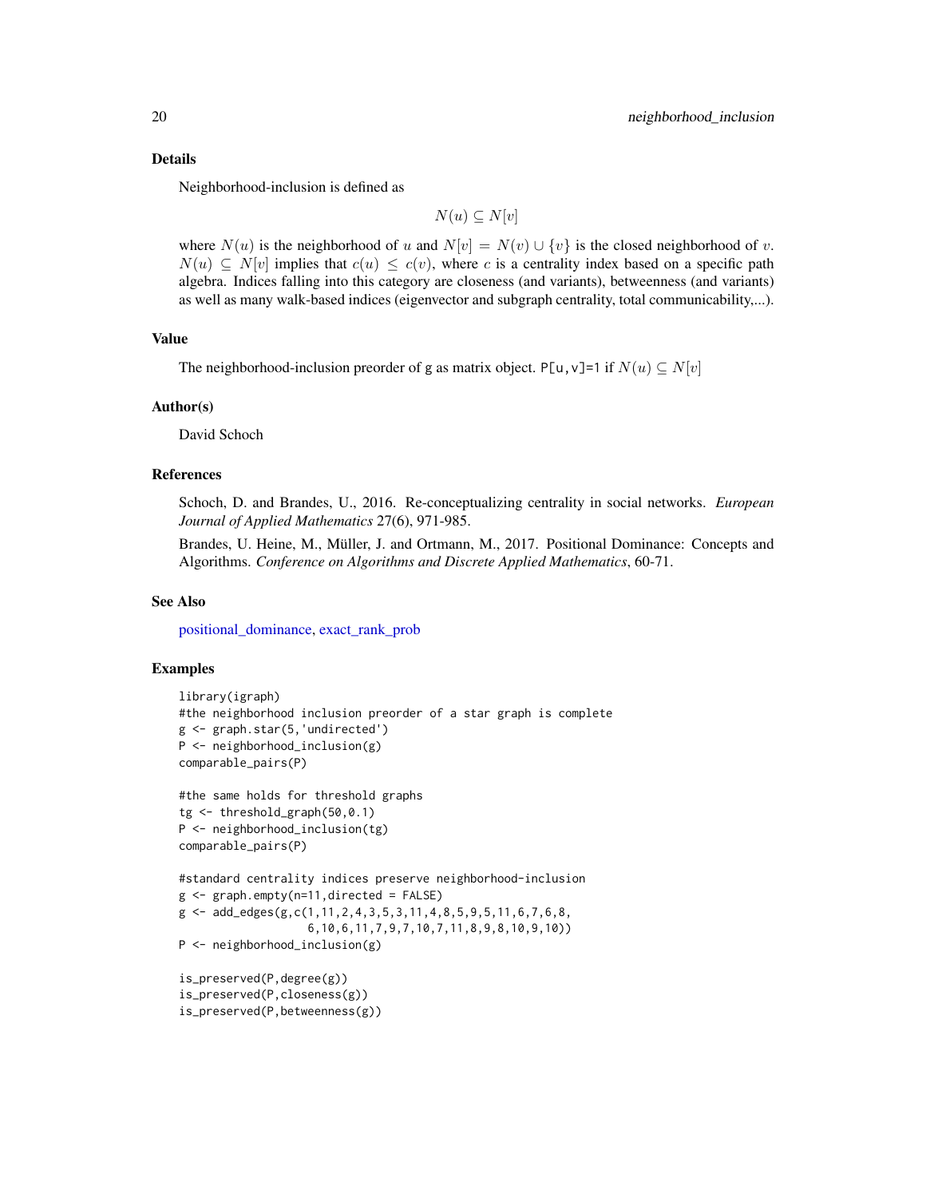## Details

Neighborhood-inclusion is defined as

$$N(u) \subseteq N[v]$$

where $N(u)$ is the neighborhood of $u$ and $N[v] = N(v) \cup \{v\}$ is the closed neighborhood of $v$. $N(u) \subseteq N[v]$ implies that $c(u) \leq c(v)$, where $c$ is a centrality index based on a specific path algebra. Indices falling into this category are closeness (and variants), betweenness (and variants) as well as many walk-based indices (eigenvector and subgraph centrality, total communicability,...).

## Value

The neighborhood-inclusion preorder of g as matrix object. `P[u,v]=1` if $N(u) \subseteq N[v]$

## Author(s)

David Schoch

## References

Schoch, D. and Brandes, U., 2016. Re-conceptualizing centrality in social networks. *European Journal of Applied Mathematics* 27(6), 971-985.

Brandes, U. Heine, M., Müller, J. and Ortmann, M., 2017. Positional Dominance: Concepts and Algorithms. *Conference on Algorithms and Discrete Applied Mathematics*, 60-71.

## See Also

positional_dominance, exact_rank_prob

## Examples

```
library(igraph)
#the neighborhood inclusion preorder of a star graph is complete
g <- graph.star(5,'undirected')
P <- neighborhood_inclusion(g)
comparable_pairs(P)

#the same holds for threshold graphs
tg <- threshold_graph(50,0.1)
P <- neighborhood_inclusion(tg)
comparable_pairs(P)

#standard centrality indices preserve neighborhood-inclusion
g <- graph.empty(n=11,directed = FALSE)
g <- add_edges(g,c(1,11,2,4,3,5,3,11,4,8,5,9,5,11,6,7,6,8,
                   6,10,6,11,7,9,7,10,7,11,8,9,8,10,9,10))
P <- neighborhood_inclusion(g)

is_preserved(P,degree(g))
is_preserved(P,closeness(g))
is_preserved(P,betweenness(g))
```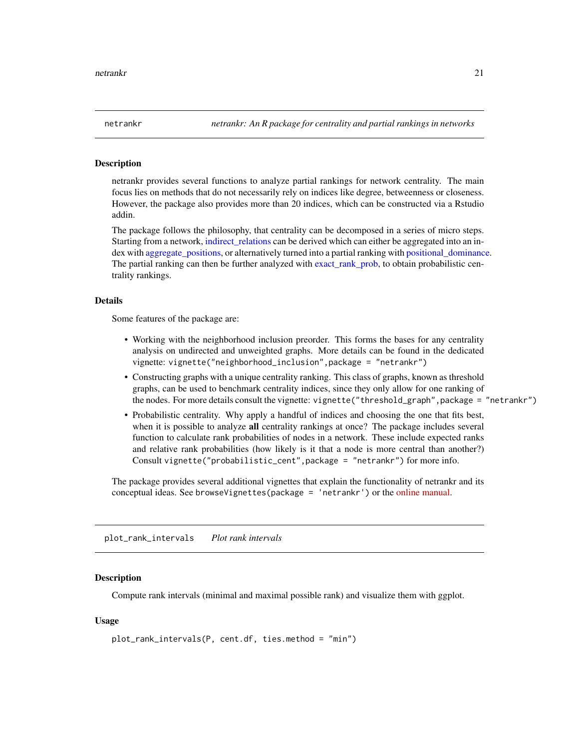## netrankr — *netrankr: An R package for centrality and partial rankings in networks*

### Description

netrankr provides several functions to analyze partial rankings for network centrality. The main focus lies on methods that do not necessarily rely on indices like degree, betweenness or closeness. However, the package also provides more than 20 indices, which can be constructed via a Rstudio addin.

The package follows the philosophy, that centrality can be decomposed in a series of micro steps. Starting from a network, indirect_relations can be derived which can either be aggregated into an index with aggregate_positions, or alternatively turned into a partial ranking with positional_dominance. The partial ranking can then be further analyzed with exact_rank_prob, to obtain probabilistic centrality rankings.

### Details

Some features of the package are:

- Working with the neighborhood inclusion preorder. This forms the bases for any centrality analysis on undirected and unweighted graphs. More details can be found in the dedicated vignette: `vignette("neighborhood_inclusion",package = "netrankr")`
- Constructing graphs with a unique centrality ranking. This class of graphs, known as threshold graphs, can be used to benchmark centrality indices, since they only allow for one ranking of the nodes. For more details consult the vignette: `vignette("threshold_graph",package = "netrankr")`
- Probabilistic centrality. Why apply a handful of indices and choosing the one that fits best, when it is possible to analyze **all** centrality rankings at once? The package includes several function to calculate rank probabilities of nodes in a network. These include expected ranks and relative rank probabilities (how likely is it that a node is more central than another?) Consult `vignette("probabilistic_cent",package = "netrankr")` for more info.

The package provides several additional vignettes that explain the functionality of netrankr and its conceptual ideas. See `browseVignettes(package = 'netrankr')` or the online manual.

## plot_rank_intervals — *Plot rank intervals*

### Description

Compute rank intervals (minimal and maximal possible rank) and visualize them with ggplot.

### Usage

```
plot_rank_intervals(P, cent.df, ties.method = "min")
```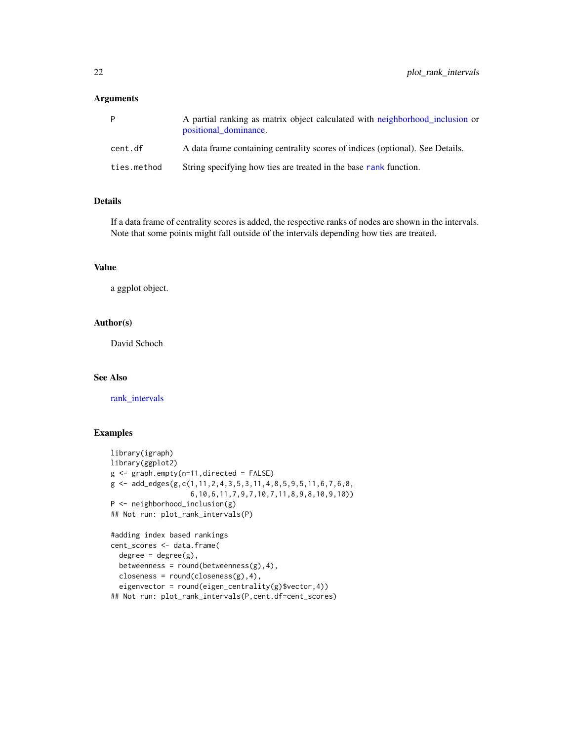### Arguments

| | |
|---|---|
| P | A partial ranking as matrix object calculated with neighborhood_inclusion or positional_dominance. |
| cent.df | A data frame containing centrality scores of indices (optional). See Details. |
| ties.method | String specifying how ties are treated in the base rank function. |

### Details

If a data frame of centrality scores is added, the respective ranks of nodes are shown in the intervals. Note that some points might fall outside of the intervals depending how ties are treated.

### Value

a ggplot object.

### Author(s)

David Schoch

### See Also

rank_intervals

### Examples

```
library(igraph)
library(ggplot2)
g <- graph.empty(n=11,directed = FALSE)
g <- add_edges(g,c(1,11,2,4,3,5,3,11,4,8,5,9,5,11,6,7,6,8,
                   6,10,6,11,7,9,7,10,7,11,8,9,8,10,9,10))
P <- neighborhood_inclusion(g)
## Not run: plot_rank_intervals(P)

#adding index based rankings
cent_scores <- data.frame(
  degree = degree(g),
  betweenness = round(betweenness(g),4),
  closeness = round(closeness(g),4),
  eigenvector = round(eigen_centrality(g)$vector,4))
## Not run: plot_rank_intervals(P,cent.df=cent_scores)
```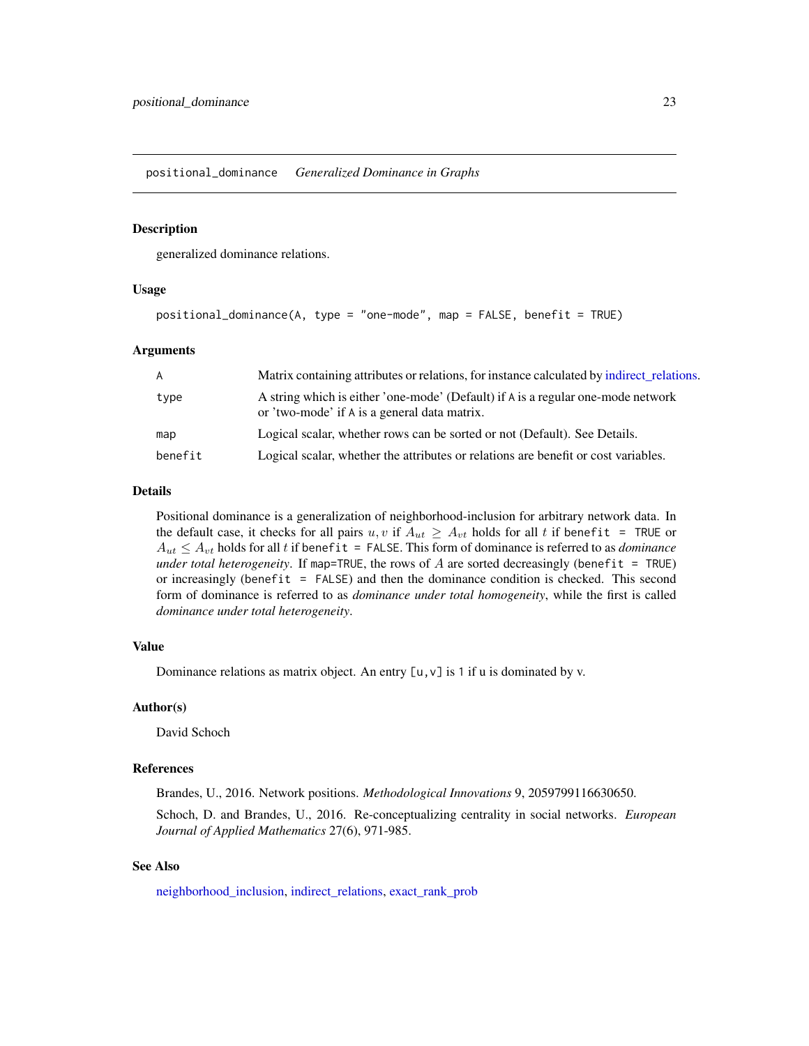## positional_dominance *Generalized Dominance in Graphs*

### Description

generalized dominance relations.

### Usage

```
positional_dominance(A, type = "one-mode", map = FALSE, benefit = TRUE)
```

### Arguments

| | |
|---|---|
| A | Matrix containing attributes or relations, for instance calculated by indirect_relations. |
| type | A string which is either 'one-mode' (Default) if A is a regular one-mode network or 'two-mode' if A is a general data matrix. |
| map | Logical scalar, whether rows can be sorted or not (Default). See Details. |
| benefit | Logical scalar, whether the attributes or relations are benefit or cost variables. |

### Details

Positional dominance is a generalization of neighborhood-inclusion for arbitrary network data. In the default case, it checks for all pairs $u, v$ if $A_{ut} \geq A_{vt}$ holds for all $t$ if `benefit = TRUE` or $A_{ut} \leq A_{vt}$ holds for all $t$ if `benefit = FALSE`. This form of dominance is referred to as *dominance under total heterogeneity*. If `map=TRUE`, the rows of $A$ are sorted decreasingly (`benefit = TRUE`) or increasingly (`benefit = FALSE`) and then the dominance condition is checked. This second form of dominance is referred to as *dominance under total homogeneity*, while the first is called *dominance under total heterogeneity*.

### Value

Dominance relations as matrix object. An entry `[u,v]` is `1` if u is dominated by v.

### Author(s)

David Schoch

### References

Brandes, U., 2016. Network positions. *Methodological Innovations* 9, 2059799116630650.

Schoch, D. and Brandes, U., 2016. Re-conceptualizing centrality in social networks. *European Journal of Applied Mathematics* 27(6), 971-985.

### See Also

neighborhood_inclusion, indirect_relations, exact_rank_prob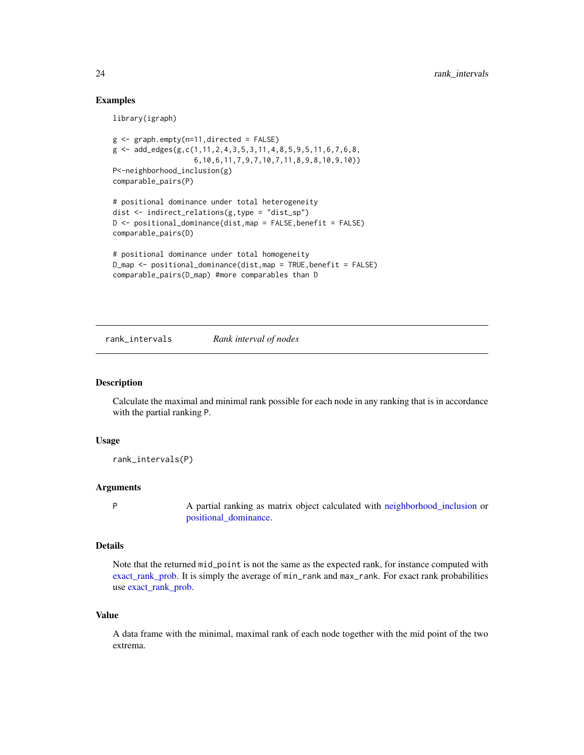## Examples

```
library(igraph)

g <- graph.empty(n=11,directed = FALSE)
g <- add_edges(g,c(1,11,2,4,3,5,3,11,4,8,5,9,5,11,6,7,6,8,
                   6,10,6,11,7,9,7,10,7,11,8,9,8,10,9,10))
P<-neighborhood_inclusion(g)
comparable_pairs(P)

# positional dominance under total heterogeneity
dist <- indirect_relations(g,type = "dist_sp")
D <- positional_dominance(dist,map = FALSE,benefit = FALSE)
comparable_pairs(D)

# positional dominance under total homogeneity
D_map <- positional_dominance(dist,map = TRUE,benefit = FALSE)
comparable_pairs(D_map) #more comparables than D
```

---

# rank_intervals *Rank interval of nodes*

## Description

Calculate the maximal and minimal rank possible for each node in any ranking that is in accordance with the partial ranking P.

## Usage

```
rank_intervals(P)
```

## Arguments

| | |
|---|---|
| P | A partial ranking as matrix object calculated with neighborhood_inclusion or positional_dominance. |

## Details

Note that the returned mid_point is not the same as the expected rank, for instance computed with exact_rank_prob. It is simply the average of min_rank and max_rank. For exact rank probabilities use exact_rank_prob.

## Value

A data frame with the minimal, maximal rank of each node together with the mid point of the two extrema.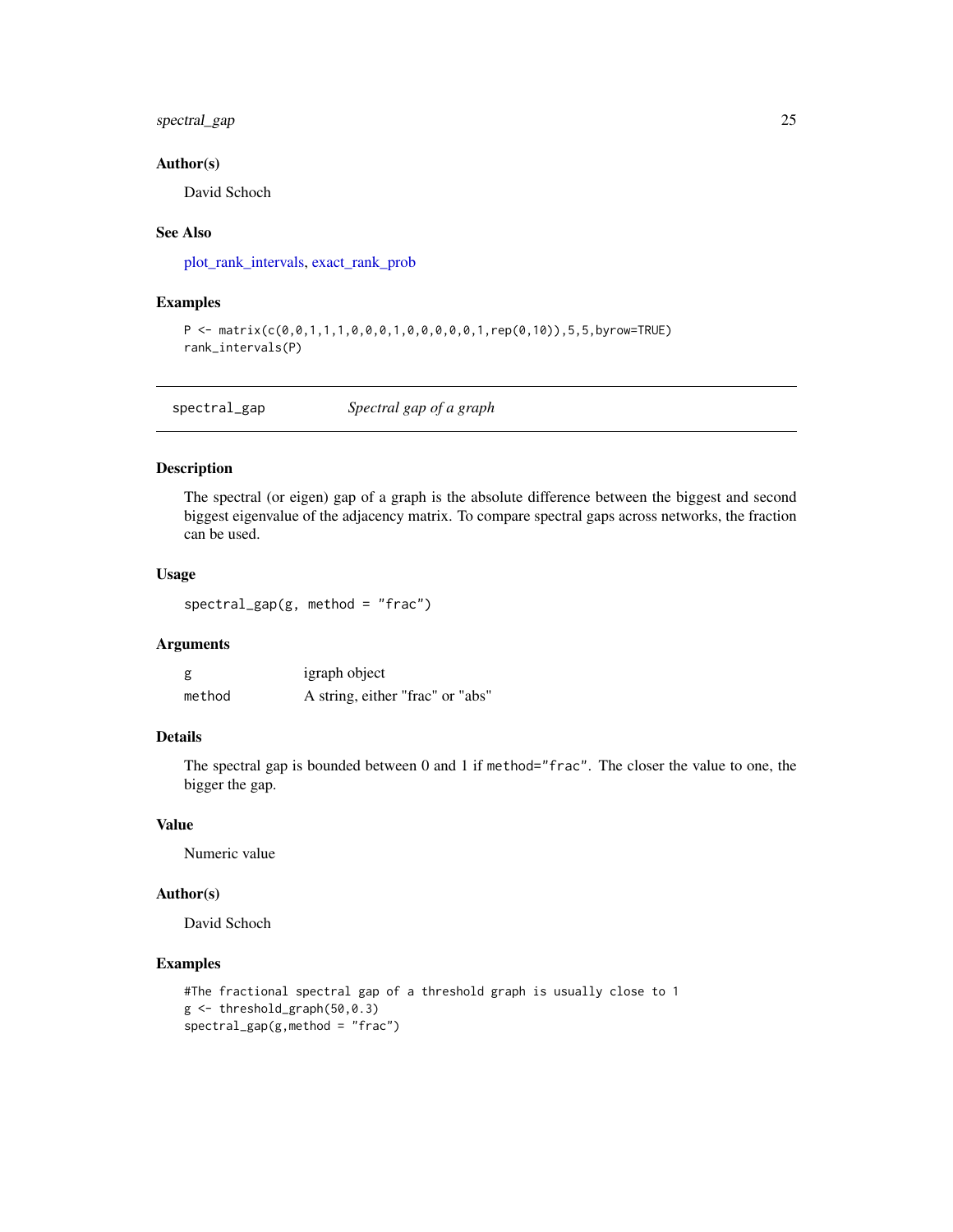### Author(s)

David Schoch

### See Also

plot_rank_intervals, exact_rank_prob

### Examples

```
P <- matrix(c(0,0,1,1,1,0,0,0,1,0,0,0,0,0,1,rep(0,10)),5,5,byrow=TRUE)
rank_intervals(P)
```

---

## spectral_gap — *Spectral gap of a graph*

---

### Description

The spectral (or eigen) gap of a graph is the absolute difference between the biggest and second biggest eigenvalue of the adjacency matrix. To compare spectral gaps across networks, the fraction can be used.

### Usage

```
spectral_gap(g, method = "frac")
```

### Arguments

| | |
|---|---|
| g | igraph object |
| method | A string, either "frac" or "abs" |

### Details

The spectral gap is bounded between 0 and 1 if `method="frac"`. The closer the value to one, the bigger the gap.

### Value

Numeric value

### Author(s)

David Schoch

### Examples

```
#The fractional spectral gap of a threshold graph is usually close to 1
g <- threshold_graph(50,0.3)
spectral_gap(g,method = "frac")
```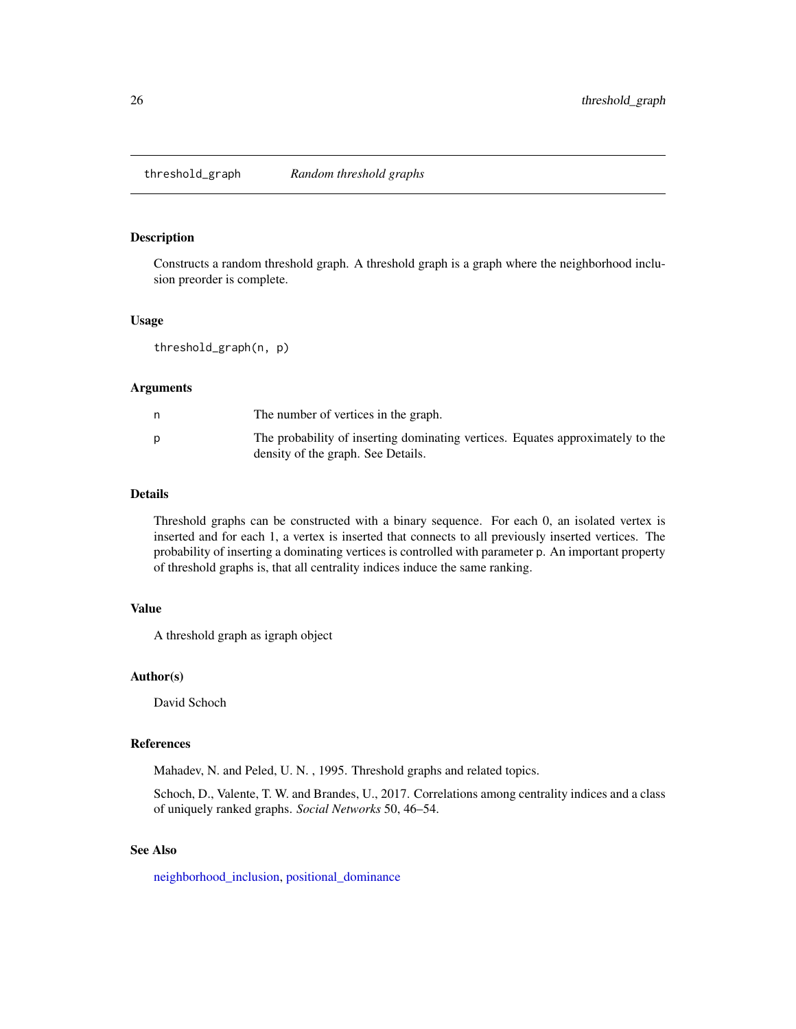# threshold_graph *Random threshold graphs*

## Description

Constructs a random threshold graph. A threshold graph is a graph where the neighborhood inclusion preorder is complete.

## Usage

```
threshold_graph(n, p)
```

## Arguments

| | |
|---|---|
| n | The number of vertices in the graph. |
| p | The probability of inserting dominating vertices. Equates approximately to the density of the graph. See Details. |

## Details

Threshold graphs can be constructed with a binary sequence. For each 0, an isolated vertex is inserted and for each 1, a vertex is inserted that connects to all previously inserted vertices. The probability of inserting a dominating vertices is controlled with parameter p. An important property of threshold graphs is, that all centrality indices induce the same ranking.

## Value

A threshold graph as igraph object

## Author(s)

David Schoch

## References

Mahadev, N. and Peled, U. N. , 1995. Threshold graphs and related topics.

Schoch, D., Valente, T. W. and Brandes, U., 2017. Correlations among centrality indices and a class of uniquely ranked graphs. *Social Networks* 50, 46–54.

## See Also

neighborhood_inclusion, positional_dominance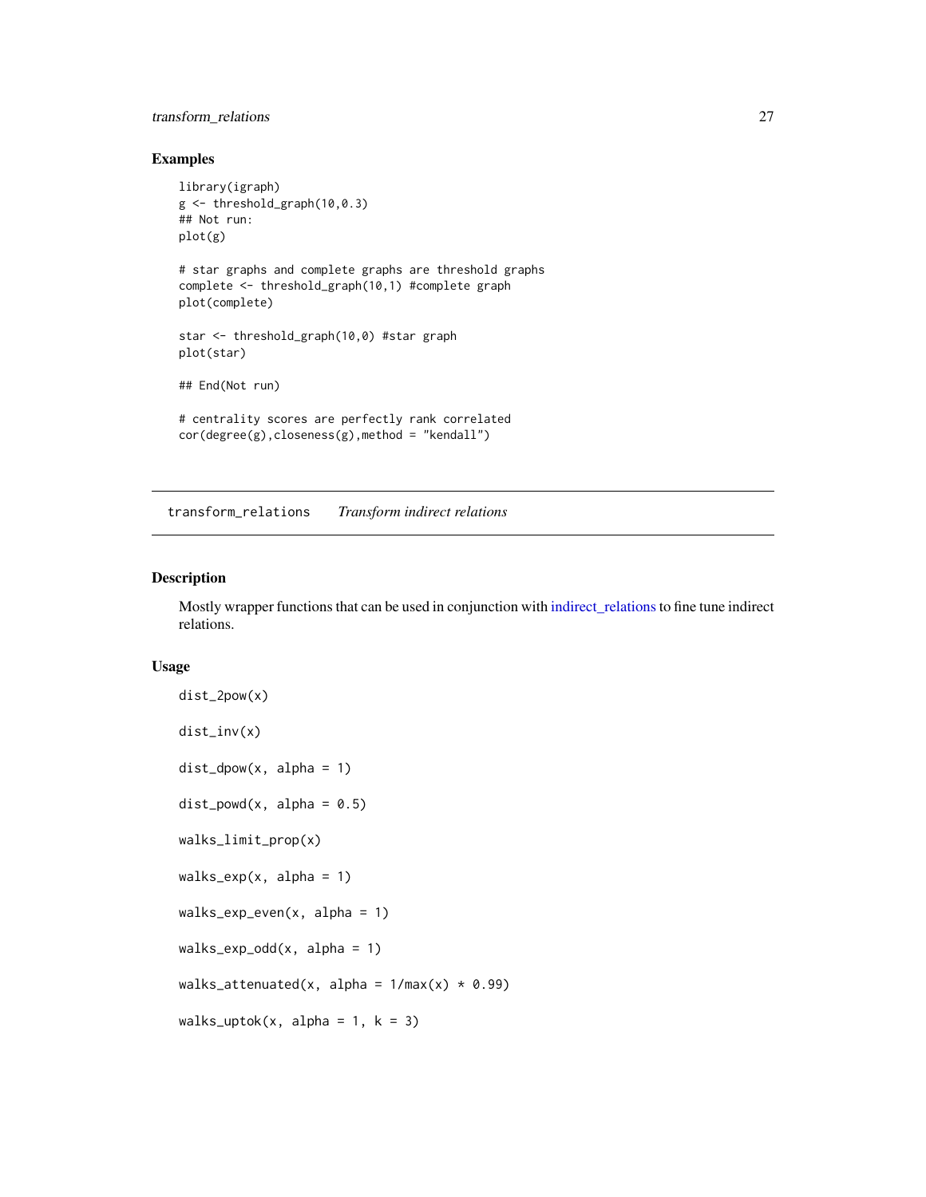## Examples

```
library(igraph)
g <- threshold_graph(10,0.3)
## Not run:
plot(g)

# star graphs and complete graphs are threshold graphs
complete <- threshold_graph(10,1) #complete graph
plot(complete)

star <- threshold_graph(10,0) #star graph
plot(star)

## End(Not run)

# centrality scores are perfectly rank correlated
cor(degree(g),closeness(g),method = "kendall")
```

---

## transform_relations    *Transform indirect relations*

---

### Description

Mostly wrapper functions that can be used in conjunction with indirect_relations to fine tune indirect relations.

### Usage

```
dist_2pow(x)

dist_inv(x)

dist_dpow(x, alpha = 1)

dist_powd(x, alpha = 0.5)

walks_limit_prop(x)

walks_exp(x, alpha = 1)

walks_exp_even(x, alpha = 1)

walks_exp_odd(x, alpha = 1)

walks_attenuated(x, alpha = 1/max(x) * 0.99)

walks_uptok(x, alpha = 1, k = 3)
```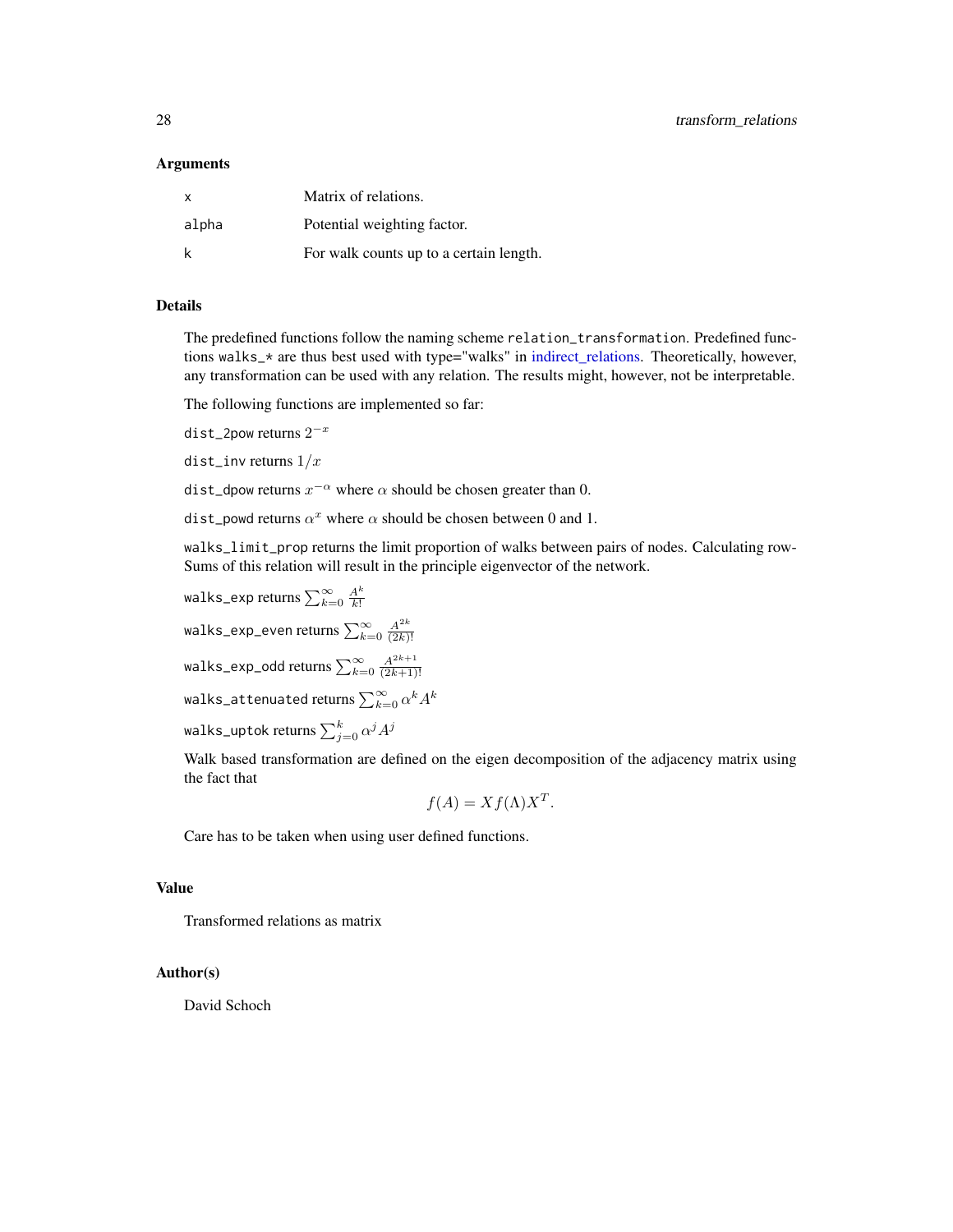### Arguments

| | |
|---|---|
| x | Matrix of relations. |
| alpha | Potential weighting factor. |
| k | For walk counts up to a certain length. |

### Details

The predefined functions follow the naming scheme `relation_transformation`. Predefined functions `walks_*` are thus best used with type="walks" in indirect_relations. Theoretically, however, any transformation can be used with any relation. The results might, however, not be interpretable.

The following functions are implemented so far:

`dist_2pow` returns $2^{-x}$

`dist_inv` returns $1/x$

`dist_dpow` returns $x^{-\alpha}$ where $\alpha$ should be chosen greater than 0.

`dist_powd` returns $\alpha^{x}$ where $\alpha$ should be chosen between 0 and 1.

`walks_limit_prop` returns the limit proportion of walks between pairs of nodes. Calculating rowSums of this relation will result in the principle eigenvector of the network.

`walks_exp` returns $\sum_{k=0}^{\infty} \frac{A^k}{k!}$

`walks_exp_even` returns $\sum_{k=0}^{\infty} \frac{A^{2k}}{(2k)!}$

`walks_exp_odd` returns $\sum_{k=0}^{\infty} \frac{A^{2k+1}}{(2k+1)!}$

`walks_attenuated` returns $\sum_{k=0}^{\infty} \alpha^k A^k$

`walks_uptok` returns $\sum_{j=0}^{k} \alpha^j A^j$

Walk based transformation are defined on the eigen decomposition of the adjacency matrix using the fact that

$$f(A) = Xf(\Lambda)X^T.$$

Care has to be taken when using user defined functions.

### Value

Transformed relations as matrix

### Author(s)

David Schoch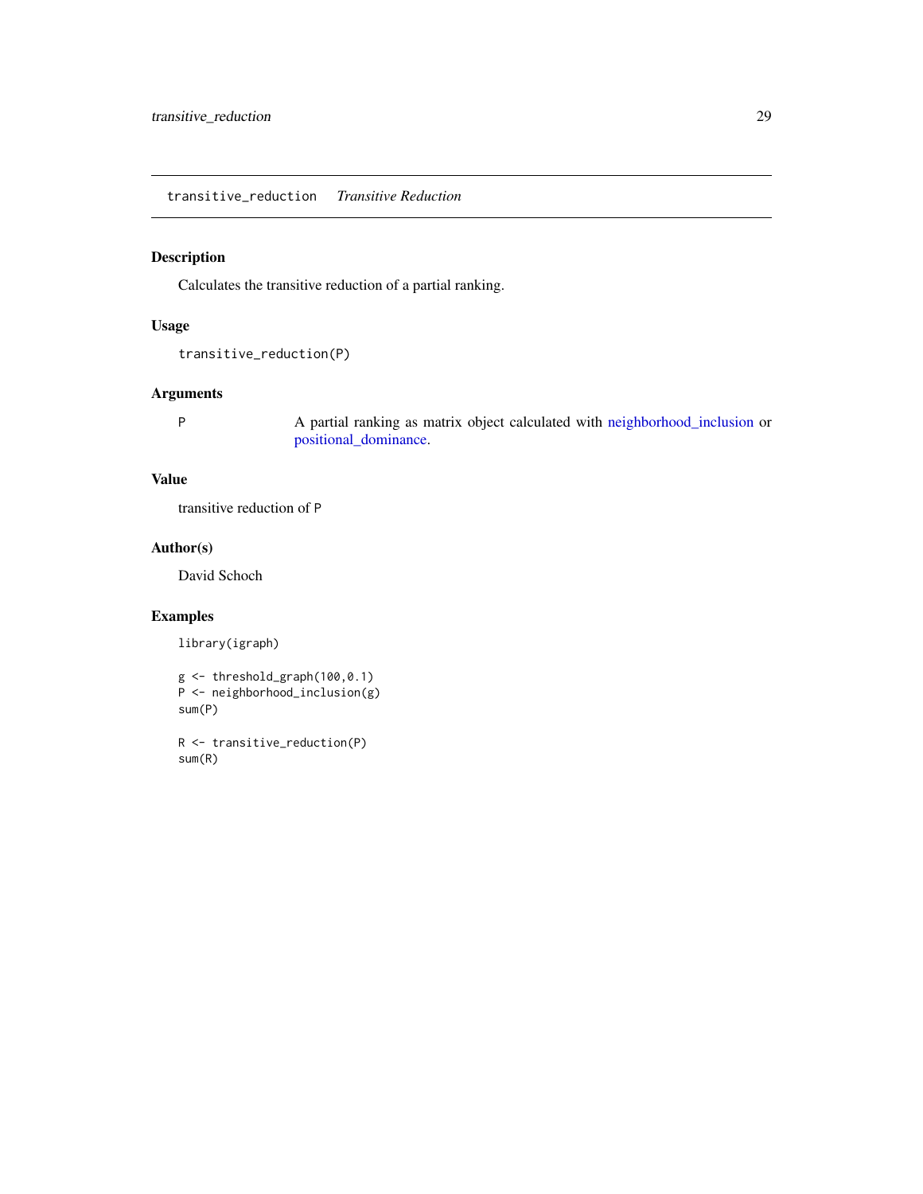## transitive_reduction *Transitive Reduction*

### Description

Calculates the transitive reduction of a partial ranking.

### Usage

```
transitive_reduction(P)
```

### Arguments

| | |
|---|---|
| P | A partial ranking as matrix object calculated with neighborhood_inclusion or positional_dominance. |

### Value

transitive reduction of P

### Author(s)

David Schoch

### Examples

```
library(igraph)

g <- threshold_graph(100,0.1)
P <- neighborhood_inclusion(g)
sum(P)

R <- transitive_reduction(P)
sum(R)
```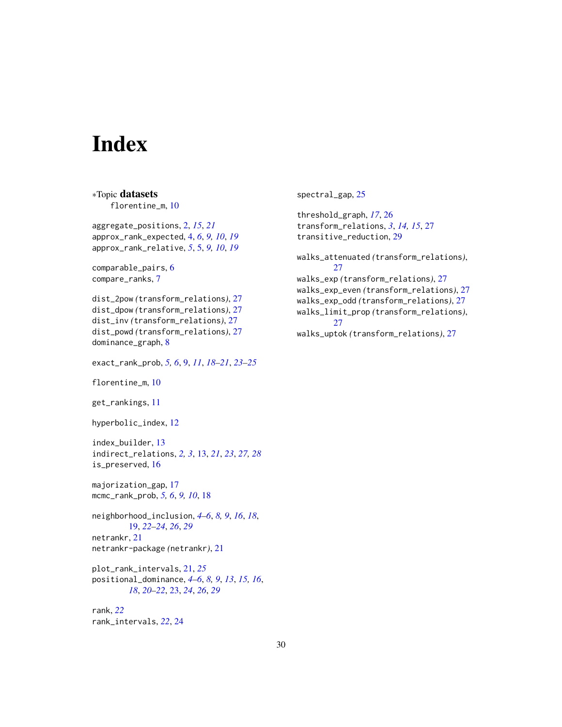# Index

∗Topic **datasets**
florentine_m, 10

aggregate_positions, 2, *15*, *21*
approx_rank_expected, 4, *6*, *9, 10*, *19*
approx_rank_relative, *5*, 5, *9, 10*, *19*

comparable_pairs, 6
compare_ranks, 7

dist_2pow *(*transform_relations*)*, 27
dist_dpow *(*transform_relations*)*, 27
dist_inv *(*transform_relations*)*, 27
dist_powd *(*transform_relations*)*, 27
dominance_graph, 8

exact_rank_prob, *5, 6*, 9, *11*, *18–21*, *23–25*

florentine_m, 10

get_rankings, 11

hyperbolic_index, 12

index_builder, 13
indirect_relations, *2, 3*, 13, *21*, *23*, *27, 28*
is_preserved, 16

majorization_gap, 17
mcmc_rank_prob, *5, 6*, *9, 10*, 18

neighborhood_inclusion, *4–6*, *8, 9*, *16*, *18*, *19*, *22–24*, *26*, *29*
netrankr, 21
netrankr-package *(*netrankr*)*, 21

plot_rank_intervals, 21, *25*
positional_dominance, *4–6*, *8, 9*, *13*, *15, 16*, *18*, *20–22*, 23, *24*, *26*, *29*

rank, *22*
rank_intervals, *22*, 24

spectral_gap, 25

threshold_graph, *17*, 26
transform_relations, *3*, *14, 15*, 27
transitive_reduction, 29

walks_attenuated *(*transform_relations*)*, 27
walks_exp *(*transform_relations*)*, 27
walks_exp_even *(*transform_relations*)*, 27
walks_exp_odd *(*transform_relations*)*, 27
walks_limit_prop *(*transform_relations*)*, 27
walks_uptok *(*transform_relations*)*, 27